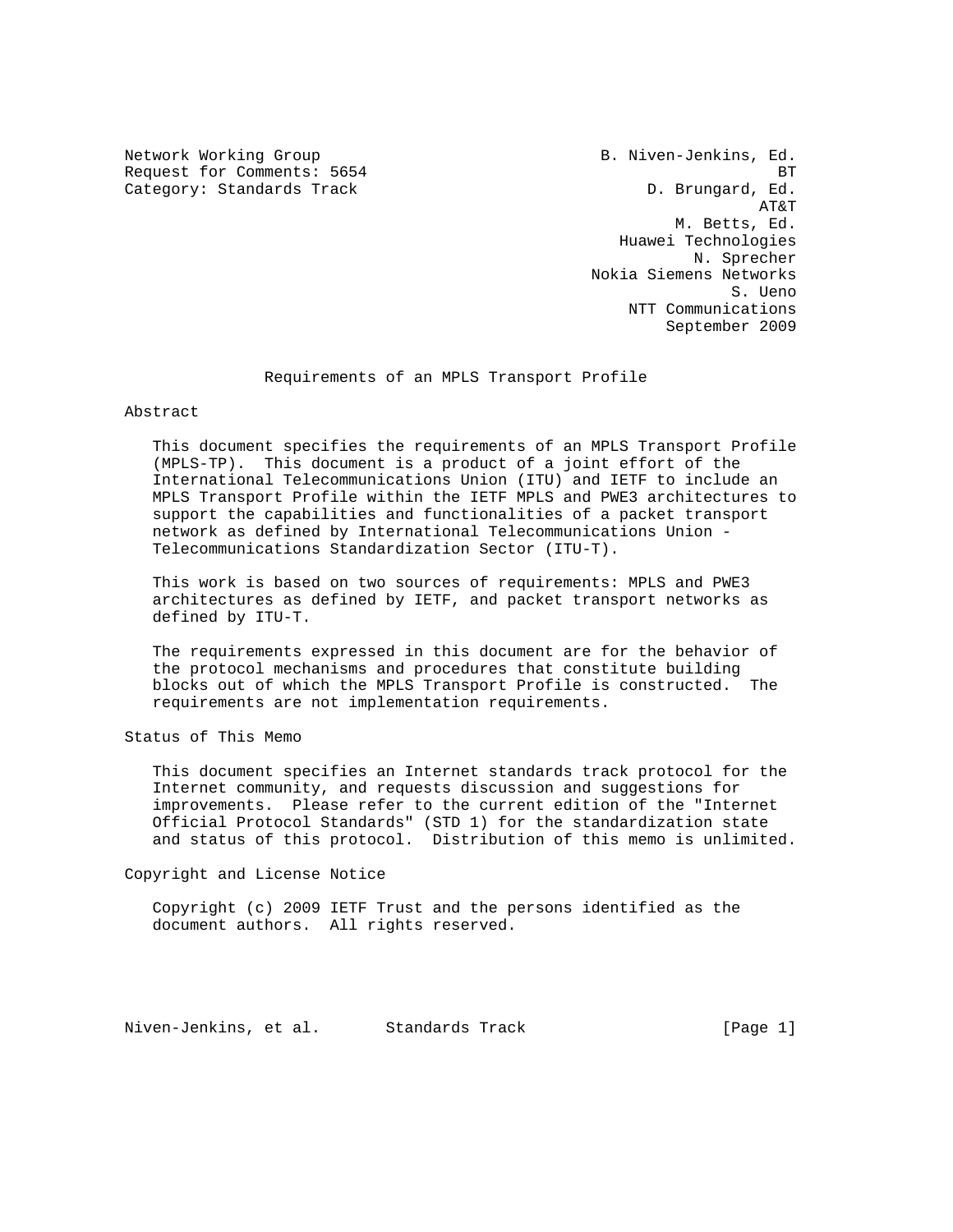Network Working Group — B. Niven-Jenkins, Ed., BT
Request for Comments: 5654 — D. Brungard, Ed., AT&T
Category: Standards Track — M. Betts, Ed., Huawei Technologies
N. Sprecher, Nokia Siemens Networks
S. Ueno, NTT Communications
September 2009

# Requirements of an MPLS Transport Profile

## Abstract

This document specifies the requirements of an MPLS Transport Profile (MPLS-TP). This document is a product of a joint effort of the International Telecommunications Union (ITU) and IETF to include an MPLS Transport Profile within the IETF MPLS and PWE3 architectures to support the capabilities and functionalities of a packet transport network as defined by International Telecommunications Union - Telecommunications Standardization Sector (ITU-T).

This work is based on two sources of requirements: MPLS and PWE3 architectures as defined by IETF, and packet transport networks as defined by ITU-T.

The requirements expressed in this document are for the behavior of the protocol mechanisms and procedures that constitute building blocks out of which the MPLS Transport Profile is constructed. The requirements are not implementation requirements.

## Status of This Memo

This document specifies an Internet standards track protocol for the Internet community, and requests discussion and suggestions for improvements. Please refer to the current edition of the "Internet Official Protocol Standards" (STD 1) for the standardization state and status of this protocol. Distribution of this memo is unlimited.

## Copyright and License Notice

Copyright (c) 2009 IETF Trust and the persons identified as the document authors. All rights reserved.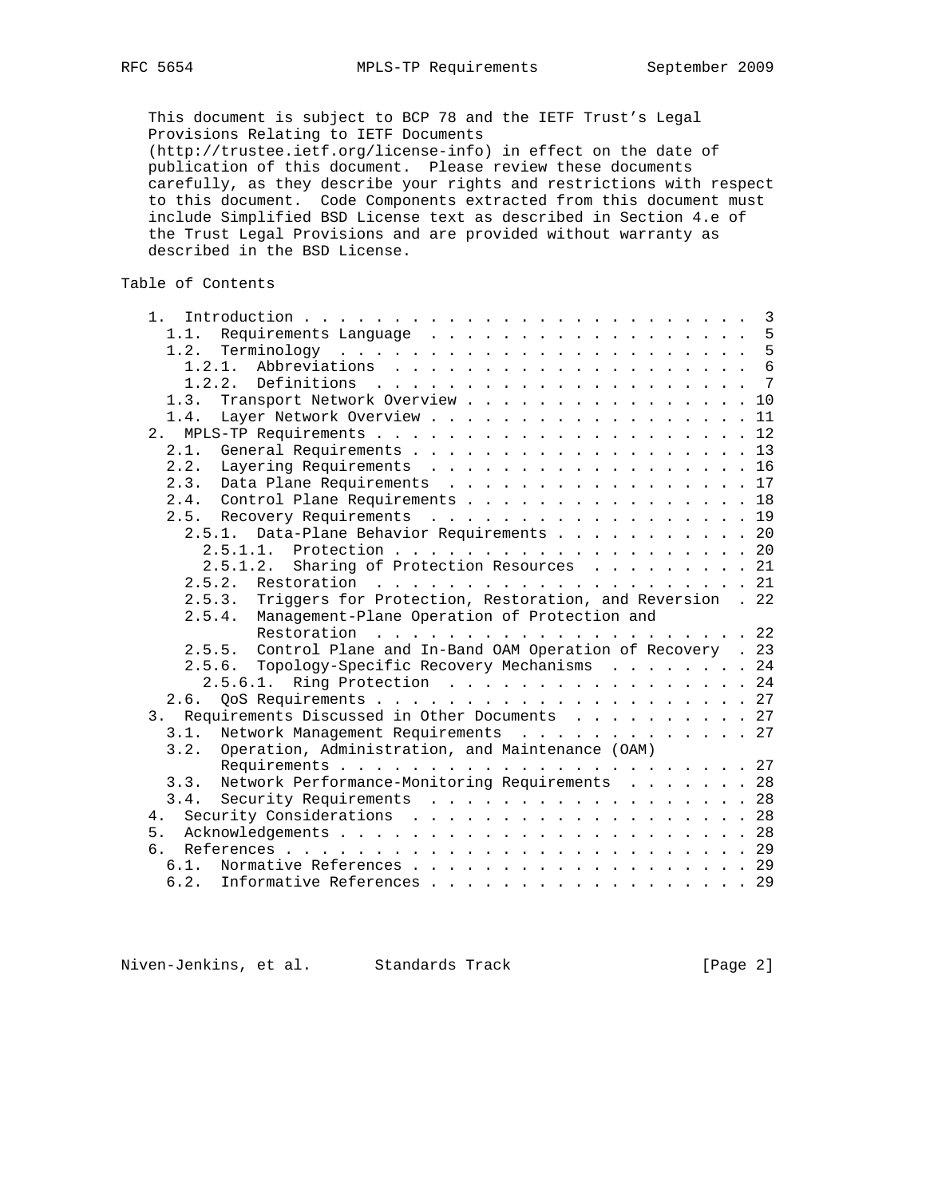This document is subject to BCP 78 and the IETF Trust's Legal Provisions Relating to IETF Documents (http://trustee.ietf.org/license-info) in effect on the date of publication of this document. Please review these documents carefully, as they describe your rights and restrictions with respect to this document. Code Components extracted from this document must include Simplified BSD License text as described in Section 4.e of the Trust Legal Provisions and are provided without warranty as described in the BSD License.

## Table of Contents

```
   1.  Introduction . . . . . . . . . . . . . . . . . . . . . . . . .  3
     1.1.  Requirements Language  . . . . . . . . . . . . . . . . . .  5
     1.2.  Terminology  . . . . . . . . . . . . . . . . . . . . . . .  5
       1.2.1.  Abbreviations  . . . . . . . . . . . . . . . . . . . .  6
       1.2.2.  Definitions  . . . . . . . . . . . . . . . . . . . . .  7
     1.3.  Transport Network Overview . . . . . . . . . . . . . . . . 10
     1.4.  Layer Network Overview . . . . . . . . . . . . . . . . . . 11
   2.  MPLS-TP Requirements . . . . . . . . . . . . . . . . . . . . . 12
     2.1.  General Requirements . . . . . . . . . . . . . . . . . . . 13
     2.2.  Layering Requirements  . . . . . . . . . . . . . . . . . . 16
     2.3.  Data Plane Requirements  . . . . . . . . . . . . . . . . . 17
     2.4.  Control Plane Requirements . . . . . . . . . . . . . . . . 18
     2.5.  Recovery Requirements  . . . . . . . . . . . . . . . . . . 19
       2.5.1.  Data-Plane Behavior Requirements . . . . . . . . . . . 20
         2.5.1.1.  Protection . . . . . . . . . . . . . . . . . . . . 20
         2.5.1.2.  Sharing of Protection Resources  . . . . . . . . . 21
       2.5.2.  Restoration  . . . . . . . . . . . . . . . . . . . . . 21
       2.5.3.  Triggers for Protection, Restoration, and Reversion  . 22
       2.5.4.  Management-Plane Operation of Protection and
               Restoration  . . . . . . . . . . . . . . . . . . . . . 22
       2.5.5.  Control Plane and In-Band OAM Operation of Recovery  . 23
       2.5.6.  Topology-Specific Recovery Mechanisms  . . . . . . . . 24
         2.5.6.1.  Ring Protection  . . . . . . . . . . . . . . . . . 24
     2.6.  QoS Requirements . . . . . . . . . . . . . . . . . . . . . 27
   3.  Requirements Discussed in Other Documents  . . . . . . . . . . 27
     3.1.  Network Management Requirements  . . . . . . . . . . . . . 27
     3.2.  Operation, Administration, and Maintenance (OAM)
           Requirements . . . . . . . . . . . . . . . . . . . . . . . 27
     3.3.  Network Performance-Monitoring Requirements  . . . . . . . 28
     3.4.  Security Requirements  . . . . . . . . . . . . . . . . . . 28
   4.  Security Considerations  . . . . . . . . . . . . . . . . . . . 28
   5.  Acknowledgements . . . . . . . . . . . . . . . . . . . . . . . 28
   6.  References . . . . . . . . . . . . . . . . . . . . . . . . . . 29
     6.1.  Normative References . . . . . . . . . . . . . . . . . . . 29
     6.2.  Informative References . . . . . . . . . . . . . . . . . . 29
```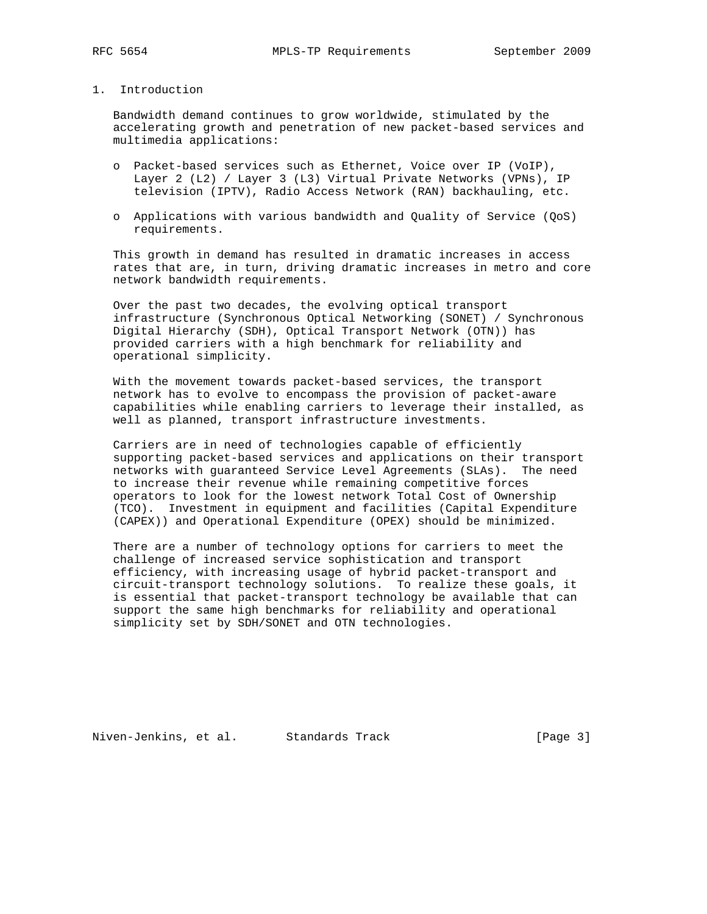# 1. Introduction

Bandwidth demand continues to grow worldwide, stimulated by the accelerating growth and penetration of new packet-based services and multimedia applications:

- Packet-based services such as Ethernet, Voice over IP (VoIP), Layer 2 (L2) / Layer 3 (L3) Virtual Private Networks (VPNs), IP television (IPTV), Radio Access Network (RAN) backhauling, etc.
- Applications with various bandwidth and Quality of Service (QoS) requirements.

This growth in demand has resulted in dramatic increases in access rates that are, in turn, driving dramatic increases in metro and core network bandwidth requirements.

Over the past two decades, the evolving optical transport infrastructure (Synchronous Optical Networking (SONET) / Synchronous Digital Hierarchy (SDH), Optical Transport Network (OTN)) has provided carriers with a high benchmark for reliability and operational simplicity.

With the movement towards packet-based services, the transport network has to evolve to encompass the provision of packet-aware capabilities while enabling carriers to leverage their installed, as well as planned, transport infrastructure investments.

Carriers are in need of technologies capable of efficiently supporting packet-based services and applications on their transport networks with guaranteed Service Level Agreements (SLAs). The need to increase their revenue while remaining competitive forces operators to look for the lowest network Total Cost of Ownership (TCO). Investment in equipment and facilities (Capital Expenditure (CAPEX)) and Operational Expenditure (OPEX) should be minimized.

There are a number of technology options for carriers to meet the challenge of increased service sophistication and transport efficiency, with increasing usage of hybrid packet-transport and circuit-transport technology solutions. To realize these goals, it is essential that packet-transport technology be available that can support the same high benchmarks for reliability and operational simplicity set by SDH/SONET and OTN technologies.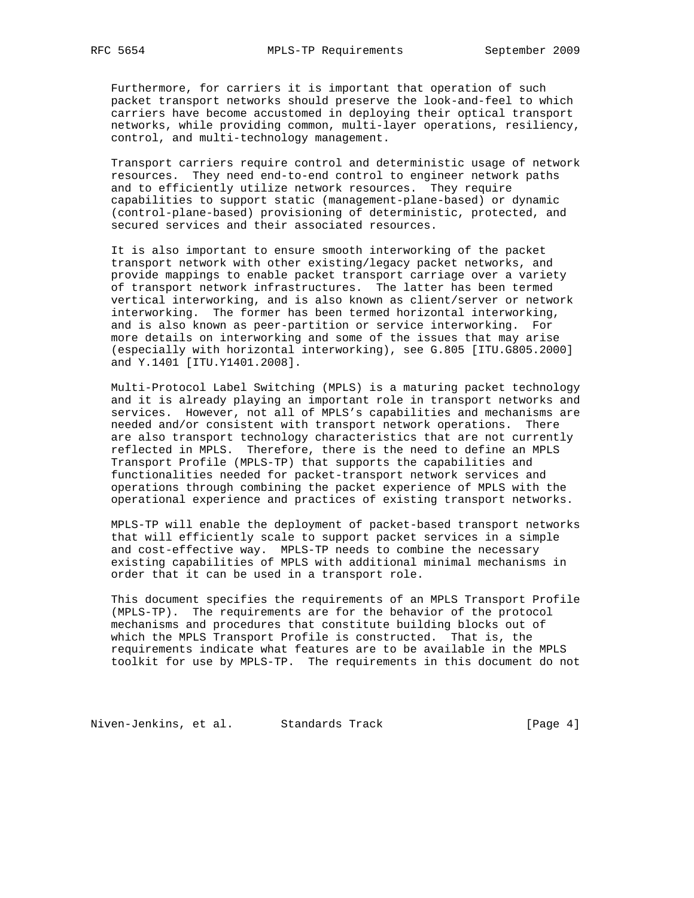Furthermore, for carriers it is important that operation of such packet transport networks should preserve the look-and-feel to which carriers have become accustomed in deploying their optical transport networks, while providing common, multi-layer operations, resiliency, control, and multi-technology management.

Transport carriers require control and deterministic usage of network resources. They need end-to-end control to engineer network paths and to efficiently utilize network resources. They require capabilities to support static (management-plane-based) or dynamic (control-plane-based) provisioning of deterministic, protected, and secured services and their associated resources.

It is also important to ensure smooth interworking of the packet transport network with other existing/legacy packet networks, and provide mappings to enable packet transport carriage over a variety of transport network infrastructures. The latter has been termed vertical interworking, and is also known as client/server or network interworking. The former has been termed horizontal interworking, and is also known as peer-partition or service interworking. For more details on interworking and some of the issues that may arise (especially with horizontal interworking), see G.805 [ITU.G805.2000] and Y.1401 [ITU.Y1401.2008].

Multi-Protocol Label Switching (MPLS) is a maturing packet technology and it is already playing an important role in transport networks and services. However, not all of MPLS's capabilities and mechanisms are needed and/or consistent with transport network operations. There are also transport technology characteristics that are not currently reflected in MPLS. Therefore, there is the need to define an MPLS Transport Profile (MPLS-TP) that supports the capabilities and functionalities needed for packet-transport network services and operations through combining the packet experience of MPLS with the operational experience and practices of existing transport networks.

MPLS-TP will enable the deployment of packet-based transport networks that will efficiently scale to support packet services in a simple and cost-effective way. MPLS-TP needs to combine the necessary existing capabilities of MPLS with additional minimal mechanisms in order that it can be used in a transport role.

This document specifies the requirements of an MPLS Transport Profile (MPLS-TP). The requirements are for the behavior of the protocol mechanisms and procedures that constitute building blocks out of which the MPLS Transport Profile is constructed. That is, the requirements indicate what features are to be available in the MPLS toolkit for use by MPLS-TP. The requirements in this document do not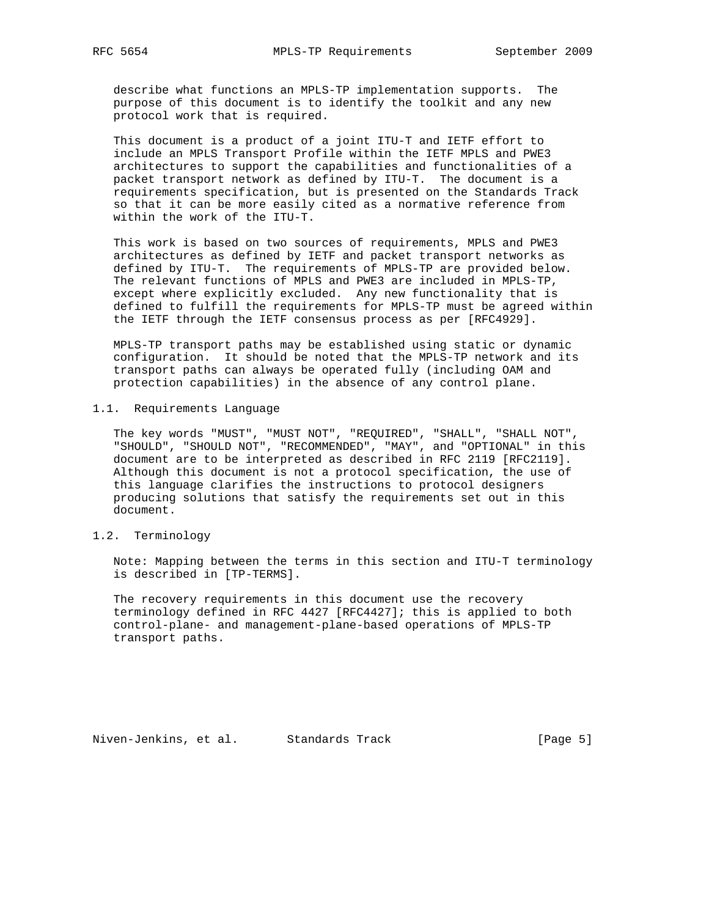describe what functions an MPLS-TP implementation supports. The purpose of this document is to identify the toolkit and any new protocol work that is required.

This document is a product of a joint ITU-T and IETF effort to include an MPLS Transport Profile within the IETF MPLS and PWE3 architectures to support the capabilities and functionalities of a packet transport network as defined by ITU-T. The document is a requirements specification, but is presented on the Standards Track so that it can be more easily cited as a normative reference from within the work of the ITU-T.

This work is based on two sources of requirements, MPLS and PWE3 architectures as defined by IETF and packet transport networks as defined by ITU-T. The requirements of MPLS-TP are provided below. The relevant functions of MPLS and PWE3 are included in MPLS-TP, except where explicitly excluded. Any new functionality that is defined to fulfill the requirements for MPLS-TP must be agreed within the IETF through the IETF consensus process as per [RFC4929].

MPLS-TP transport paths may be established using static or dynamic configuration. It should be noted that the MPLS-TP network and its transport paths can always be operated fully (including OAM and protection capabilities) in the absence of any control plane.

## 1.1. Requirements Language

The key words "MUST", "MUST NOT", "REQUIRED", "SHALL", "SHALL NOT", "SHOULD", "SHOULD NOT", "RECOMMENDED", "MAY", and "OPTIONAL" in this document are to be interpreted as described in RFC 2119 [RFC2119]. Although this document is not a protocol specification, the use of this language clarifies the instructions to protocol designers producing solutions that satisfy the requirements set out in this document.

## 1.2. Terminology

Note: Mapping between the terms in this section and ITU-T terminology is described in [TP-TERMS].

The recovery requirements in this document use the recovery terminology defined in RFC 4427 [RFC4427]; this is applied to both control-plane- and management-plane-based operations of MPLS-TP transport paths.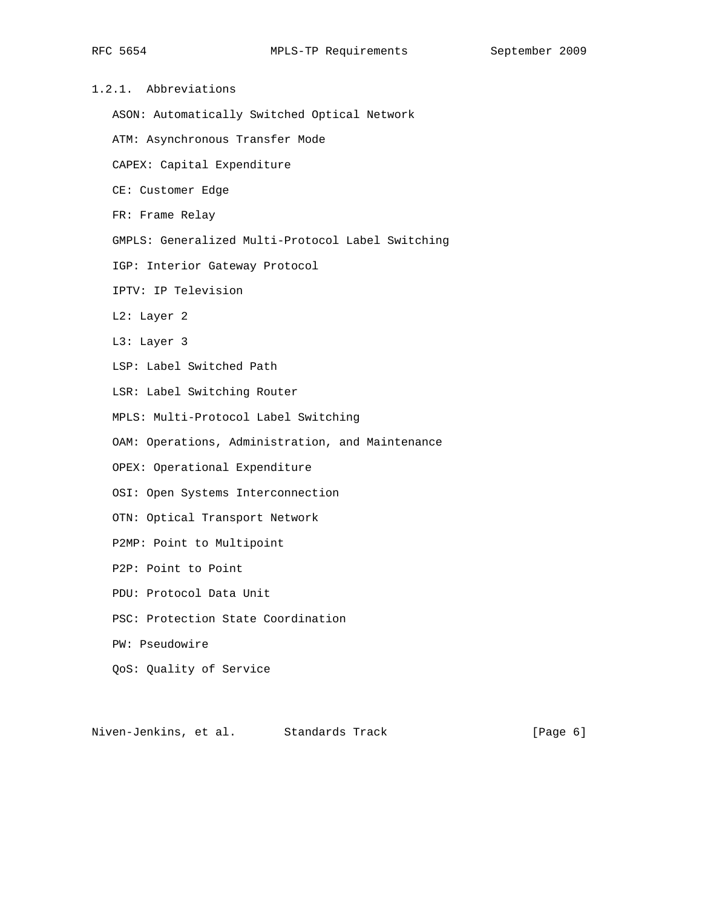### 1.2.1. Abbreviations

ASON: Automatically Switched Optical Network

ATM: Asynchronous Transfer Mode

CAPEX: Capital Expenditure

CE: Customer Edge

FR: Frame Relay

GMPLS: Generalized Multi-Protocol Label Switching

IGP: Interior Gateway Protocol

IPTV: IP Television

L2: Layer 2

L3: Layer 3

LSP: Label Switched Path

LSR: Label Switching Router

MPLS: Multi-Protocol Label Switching

OAM: Operations, Administration, and Maintenance

OPEX: Operational Expenditure

OSI: Open Systems Interconnection

OTN: Optical Transport Network

P2MP: Point to Multipoint

P2P: Point to Point

PDU: Protocol Data Unit

PSC: Protection State Coordination

PW: Pseudowire

QoS: Quality of Service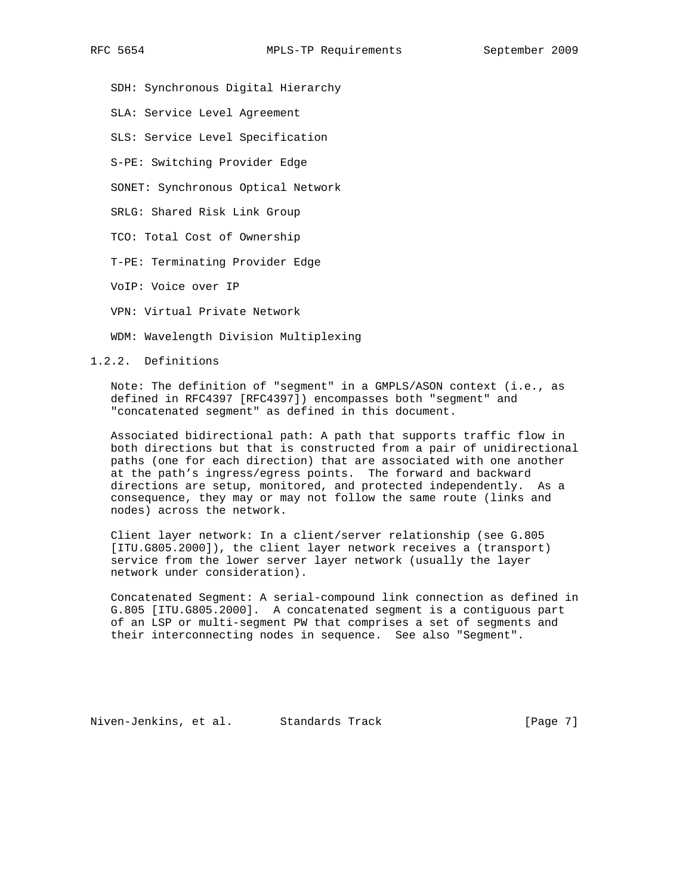SDH: Synchronous Digital Hierarchy

SLA: Service Level Agreement

SLS: Service Level Specification

S-PE: Switching Provider Edge

SONET: Synchronous Optical Network

SRLG: Shared Risk Link Group

TCO: Total Cost of Ownership

T-PE: Terminating Provider Edge

VoIP: Voice over IP

VPN: Virtual Private Network

WDM: Wavelength Division Multiplexing

### 1.2.2. Definitions

Note: The definition of "segment" in a GMPLS/ASON context (i.e., as defined in RFC4397 [RFC4397]) encompasses both "segment" and "concatenated segment" as defined in this document.

Associated bidirectional path: A path that supports traffic flow in both directions but that is constructed from a pair of unidirectional paths (one for each direction) that are associated with one another at the path's ingress/egress points. The forward and backward directions are setup, monitored, and protected independently. As a consequence, they may or may not follow the same route (links and nodes) across the network.

Client layer network: In a client/server relationship (see G.805 [ITU.G805.2000]), the client layer network receives a (transport) service from the lower server layer network (usually the layer network under consideration).

Concatenated Segment: A serial-compound link connection as defined in G.805 [ITU.G805.2000]. A concatenated segment is a contiguous part of an LSP or multi-segment PW that comprises a set of segments and their interconnecting nodes in sequence. See also "Segment".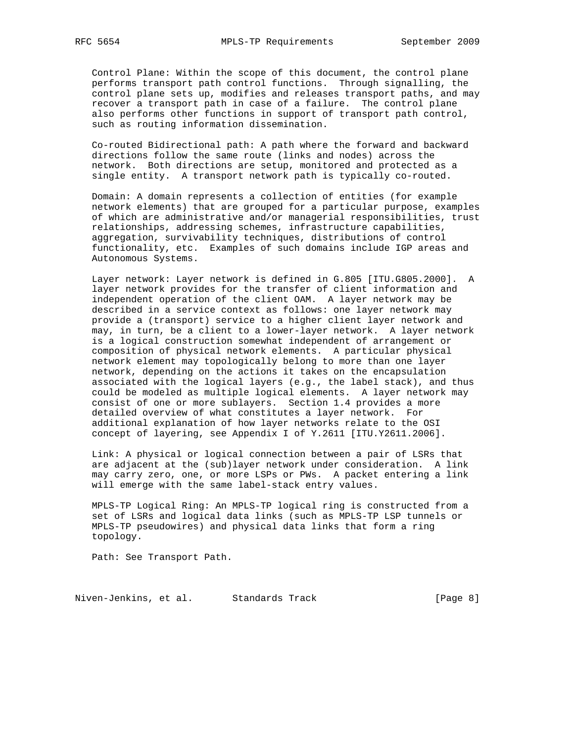Control Plane: Within the scope of this document, the control plane performs transport path control functions. Through signalling, the control plane sets up, modifies and releases transport paths, and may recover a transport path in case of a failure. The control plane also performs other functions in support of transport path control, such as routing information dissemination.

Co-routed Bidirectional path: A path where the forward and backward directions follow the same route (links and nodes) across the network. Both directions are setup, monitored and protected as a single entity. A transport network path is typically co-routed.

Domain: A domain represents a collection of entities (for example network elements) that are grouped for a particular purpose, examples of which are administrative and/or managerial responsibilities, trust relationships, addressing schemes, infrastructure capabilities, aggregation, survivability techniques, distributions of control functionality, etc. Examples of such domains include IGP areas and Autonomous Systems.

Layer network: Layer network is defined in G.805 [ITU.G805.2000]. A layer network provides for the transfer of client information and independent operation of the client OAM. A layer network may be described in a service context as follows: one layer network may provide a (transport) service to a higher client layer network and may, in turn, be a client to a lower-layer network. A layer network is a logical construction somewhat independent of arrangement or composition of physical network elements. A particular physical network element may topologically belong to more than one layer network, depending on the actions it takes on the encapsulation associated with the logical layers (e.g., the label stack), and thus could be modeled as multiple logical elements. A layer network may consist of one or more sublayers. Section 1.4 provides a more detailed overview of what constitutes a layer network. For additional explanation of how layer networks relate to the OSI concept of layering, see Appendix I of Y.2611 [ITU.Y2611.2006].

Link: A physical or logical connection between a pair of LSRs that are adjacent at the (sub)layer network under consideration. A link may carry zero, one, or more LSPs or PWs. A packet entering a link will emerge with the same label-stack entry values.

MPLS-TP Logical Ring: An MPLS-TP logical ring is constructed from a set of LSRs and logical data links (such as MPLS-TP LSP tunnels or MPLS-TP pseudowires) and physical data links that form a ring topology.

Path: See Transport Path.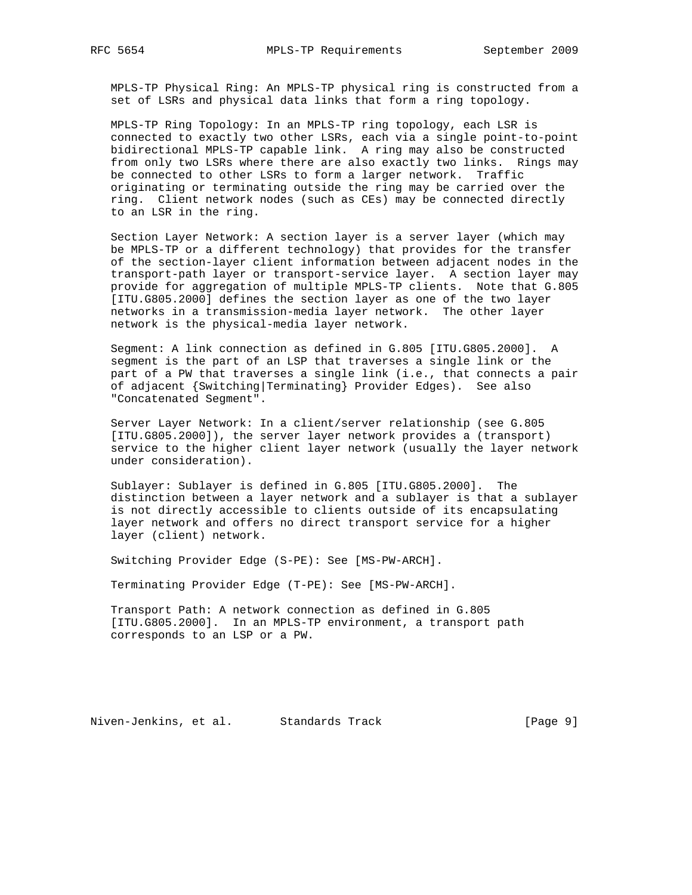MPLS-TP Physical Ring: An MPLS-TP physical ring is constructed from a set of LSRs and physical data links that form a ring topology.

MPLS-TP Ring Topology: In an MPLS-TP ring topology, each LSR is connected to exactly two other LSRs, each via a single point-to-point bidirectional MPLS-TP capable link. A ring may also be constructed from only two LSRs where there are also exactly two links. Rings may be connected to other LSRs to form a larger network. Traffic originating or terminating outside the ring may be carried over the ring. Client network nodes (such as CEs) may be connected directly to an LSR in the ring.

Section Layer Network: A section layer is a server layer (which may be MPLS-TP or a different technology) that provides for the transfer of the section-layer client information between adjacent nodes in the transport-path layer or transport-service layer. A section layer may provide for aggregation of multiple MPLS-TP clients. Note that G.805 [ITU.G805.2000] defines the section layer as one of the two layer networks in a transmission-media layer network. The other layer network is the physical-media layer network.

Segment: A link connection as defined in G.805 [ITU.G805.2000]. A segment is the part of an LSP that traverses a single link or the part of a PW that traverses a single link (i.e., that connects a pair of adjacent {Switching|Terminating} Provider Edges). See also "Concatenated Segment".

Server Layer Network: In a client/server relationship (see G.805 [ITU.G805.2000]), the server layer network provides a (transport) service to the higher client layer network (usually the layer network under consideration).

Sublayer: Sublayer is defined in G.805 [ITU.G805.2000]. The distinction between a layer network and a sublayer is that a sublayer is not directly accessible to clients outside of its encapsulating layer network and offers no direct transport service for a higher layer (client) network.

Switching Provider Edge (S-PE): See [MS-PW-ARCH].

Terminating Provider Edge (T-PE): See [MS-PW-ARCH].

Transport Path: A network connection as defined in G.805 [ITU.G805.2000]. In an MPLS-TP environment, a transport path corresponds to an LSP or a PW.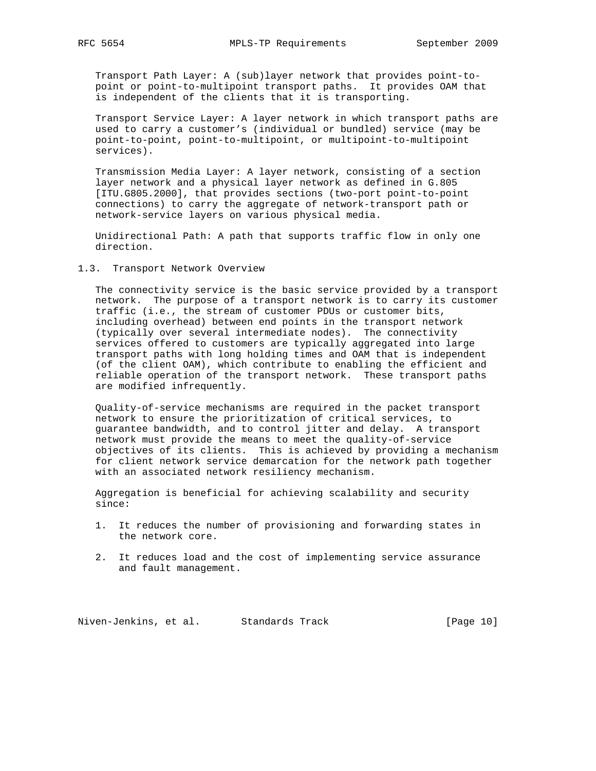Transport Path Layer: A (sub)layer network that provides point-to-point or point-to-multipoint transport paths. It provides OAM that is independent of the clients that it is transporting.

Transport Service Layer: A layer network in which transport paths are used to carry a customer's (individual or bundled) service (may be point-to-point, point-to-multipoint, or multipoint-to-multipoint services).

Transmission Media Layer: A layer network, consisting of a section layer network and a physical layer network as defined in G.805 [ITU.G805.2000], that provides sections (two-port point-to-point connections) to carry the aggregate of network-transport path or network-service layers on various physical media.

Unidirectional Path: A path that supports traffic flow in only one direction.

## 1.3. Transport Network Overview

The connectivity service is the basic service provided by a transport network. The purpose of a transport network is to carry its customer traffic (i.e., the stream of customer PDUs or customer bits, including overhead) between end points in the transport network (typically over several intermediate nodes). The connectivity services offered to customers are typically aggregated into large transport paths with long holding times and OAM that is independent (of the client OAM), which contribute to enabling the efficient and reliable operation of the transport network. These transport paths are modified infrequently.

Quality-of-service mechanisms are required in the packet transport network to ensure the prioritization of critical services, to guarantee bandwidth, and to control jitter and delay. A transport network must provide the means to meet the quality-of-service objectives of its clients. This is achieved by providing a mechanism for client network service demarcation for the network path together with an associated network resiliency mechanism.

Aggregation is beneficial for achieving scalability and security since:

1. It reduces the number of provisioning and forwarding states in the network core.

2. It reduces load and the cost of implementing service assurance and fault management.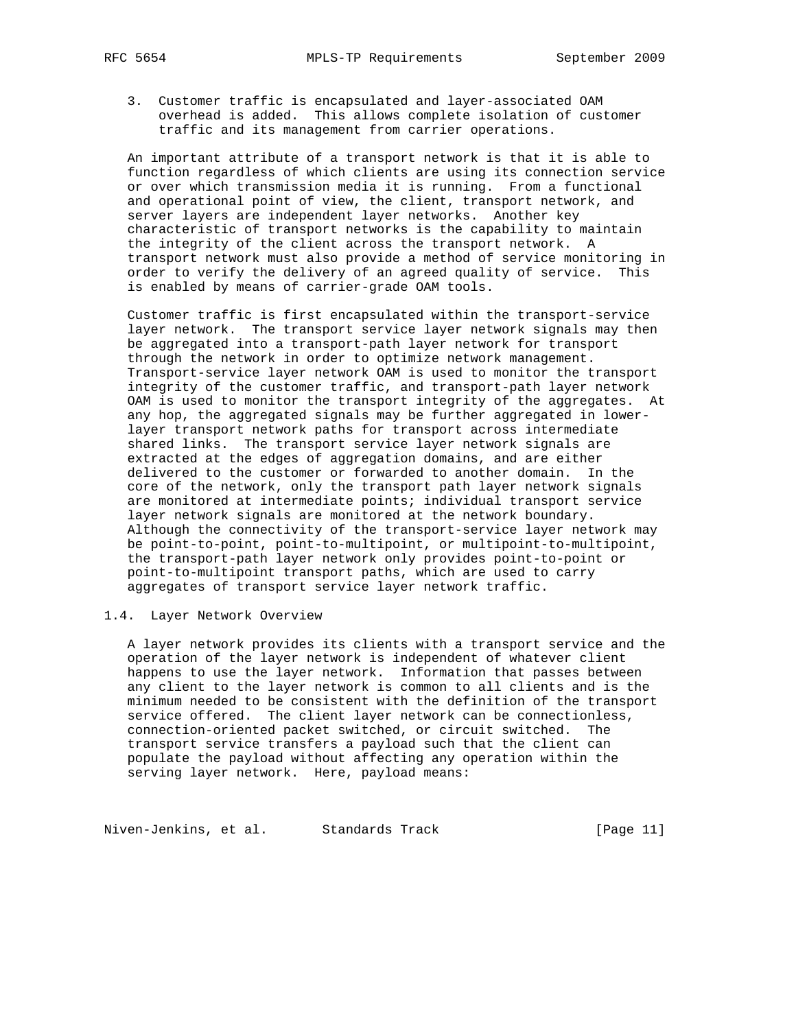3. Customer traffic is encapsulated and layer-associated OAM overhead is added. This allows complete isolation of customer traffic and its management from carrier operations.

An important attribute of a transport network is that it is able to function regardless of which clients are using its connection service or over which transmission media it is running. From a functional and operational point of view, the client, transport network, and server layers are independent layer networks. Another key characteristic of transport networks is the capability to maintain the integrity of the client across the transport network. A transport network must also provide a method of service monitoring in order to verify the delivery of an agreed quality of service. This is enabled by means of carrier-grade OAM tools.

Customer traffic is first encapsulated within the transport-service layer network. The transport service layer network signals may then be aggregated into a transport-path layer network for transport through the network in order to optimize network management. Transport-service layer network OAM is used to monitor the transport integrity of the customer traffic, and transport-path layer network OAM is used to monitor the transport integrity of the aggregates. At any hop, the aggregated signals may be further aggregated in lower-layer transport network paths for transport across intermediate shared links. The transport service layer network signals are extracted at the edges of aggregation domains, and are either delivered to the customer or forwarded to another domain. In the core of the network, only the transport path layer network signals are monitored at intermediate points; individual transport service layer network signals are monitored at the network boundary. Although the connectivity of the transport-service layer network may be point-to-point, point-to-multipoint, or multipoint-to-multipoint, the transport-path layer network only provides point-to-point or point-to-multipoint transport paths, which are used to carry aggregates of transport service layer network traffic.

## 1.4. Layer Network Overview

A layer network provides its clients with a transport service and the operation of the layer network is independent of whatever client happens to use the layer network. Information that passes between any client to the layer network is common to all clients and is the minimum needed to be consistent with the definition of the transport service offered. The client layer network can be connectionless, connection-oriented packet switched, or circuit switched. The transport service transfers a payload such that the client can populate the payload without affecting any operation within the serving layer network. Here, payload means: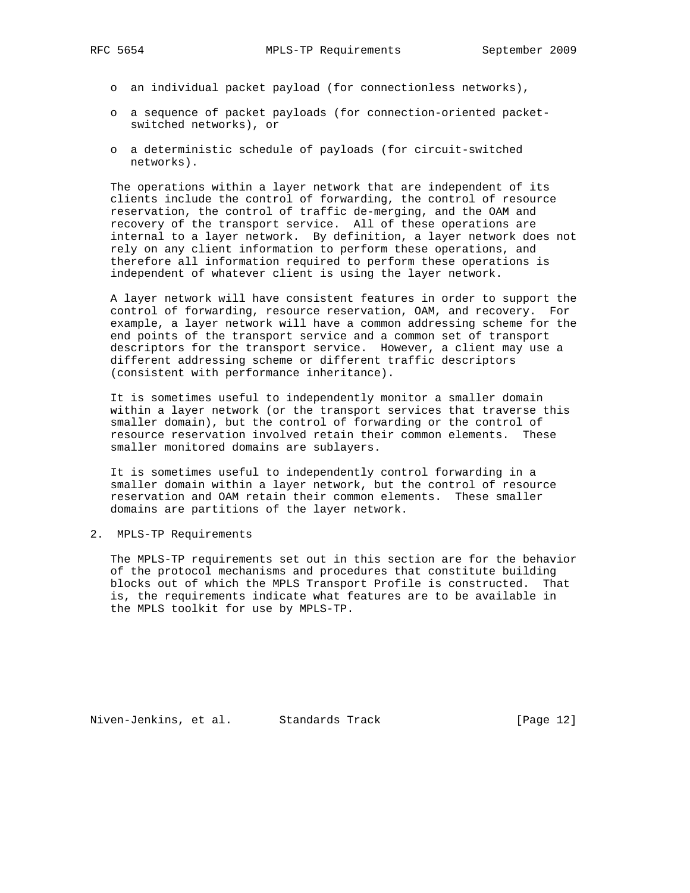- an individual packet payload (for connectionless networks),

- a sequence of packet payloads (for connection-oriented packet-switched networks), or

- a deterministic schedule of payloads (for circuit-switched networks).

The operations within a layer network that are independent of its clients include the control of forwarding, the control of resource reservation, the control of traffic de-merging, and the OAM and recovery of the transport service. All of these operations are internal to a layer network. By definition, a layer network does not rely on any client information to perform these operations, and therefore all information required to perform these operations is independent of whatever client is using the layer network.

A layer network will have consistent features in order to support the control of forwarding, resource reservation, OAM, and recovery. For example, a layer network will have a common addressing scheme for the end points of the transport service and a common set of transport descriptors for the transport service. However, a client may use a different addressing scheme or different traffic descriptors (consistent with performance inheritance).

It is sometimes useful to independently monitor a smaller domain within a layer network (or the transport services that traverse this smaller domain), but the control of forwarding or the control of resource reservation involved retain their common elements. These smaller monitored domains are sublayers.

It is sometimes useful to independently control forwarding in a smaller domain within a layer network, but the control of resource reservation and OAM retain their common elements. These smaller domains are partitions of the layer network.

# 2. MPLS-TP Requirements

The MPLS-TP requirements set out in this section are for the behavior of the protocol mechanisms and procedures that constitute building blocks out of which the MPLS Transport Profile is constructed. That is, the requirements indicate what features are to be available in the MPLS toolkit for use by MPLS-TP.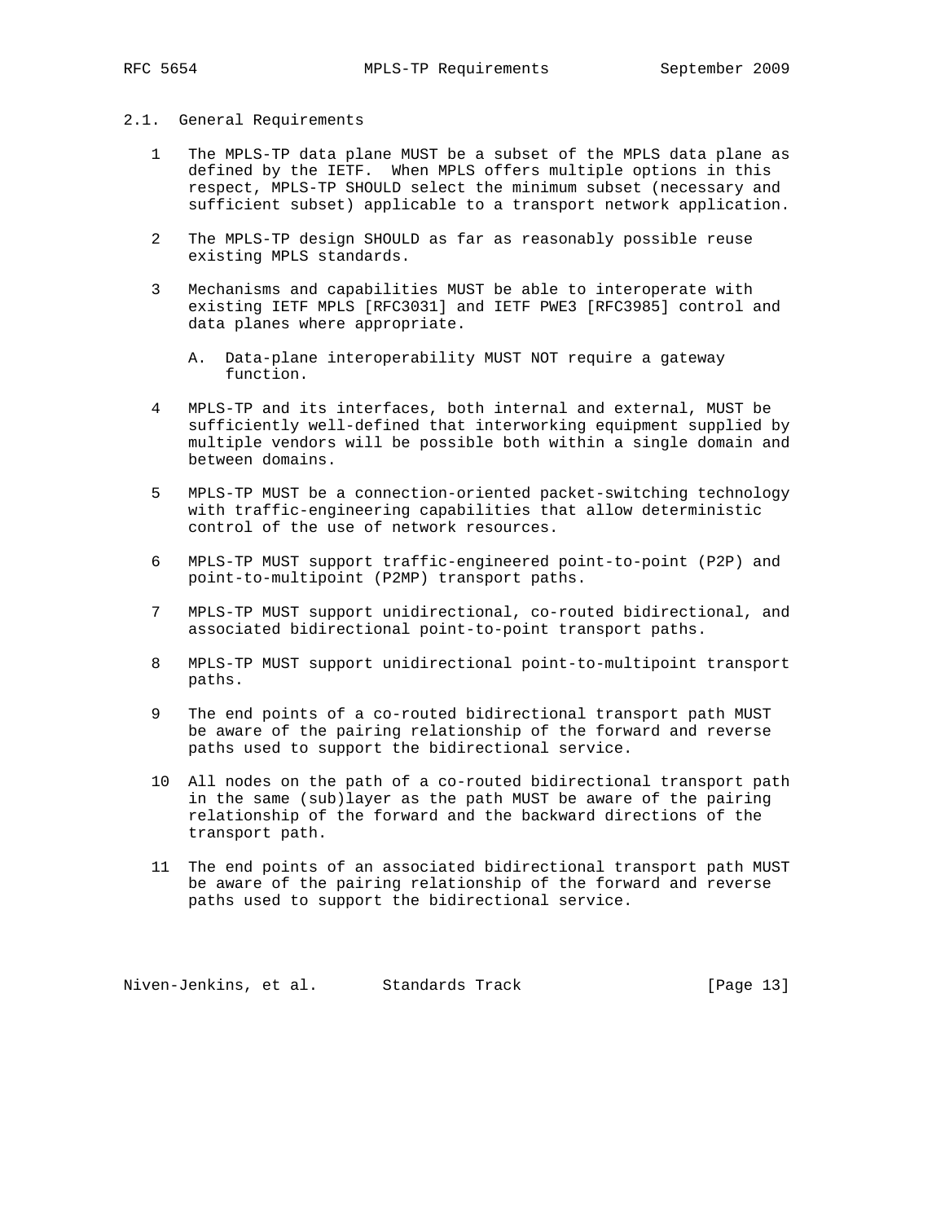### 2.1. General Requirements

1. The MPLS-TP data plane MUST be a subset of the MPLS data plane as defined by the IETF. When MPLS offers multiple options in this respect, MPLS-TP SHOULD select the minimum subset (necessary and sufficient subset) applicable to a transport network application.

2. The MPLS-TP design SHOULD as far as reasonably possible reuse existing MPLS standards.

3. Mechanisms and capabilities MUST be able to interoperate with existing IETF MPLS [RFC3031] and IETF PWE3 [RFC3985] control and data planes where appropriate.

   A. Data-plane interoperability MUST NOT require a gateway function.

4. MPLS-TP and its interfaces, both internal and external, MUST be sufficiently well-defined that interworking equipment supplied by multiple vendors will be possible both within a single domain and between domains.

5. MPLS-TP MUST be a connection-oriented packet-switching technology with traffic-engineering capabilities that allow deterministic control of the use of network resources.

6. MPLS-TP MUST support traffic-engineered point-to-point (P2P) and point-to-multipoint (P2MP) transport paths.

7. MPLS-TP MUST support unidirectional, co-routed bidirectional, and associated bidirectional point-to-point transport paths.

8. MPLS-TP MUST support unidirectional point-to-multipoint transport paths.

9. The end points of a co-routed bidirectional transport path MUST be aware of the pairing relationship of the forward and reverse paths used to support the bidirectional service.

10. All nodes on the path of a co-routed bidirectional transport path in the same (sub)layer as the path MUST be aware of the pairing relationship of the forward and the backward directions of the transport path.

11. The end points of an associated bidirectional transport path MUST be aware of the pairing relationship of the forward and reverse paths used to support the bidirectional service.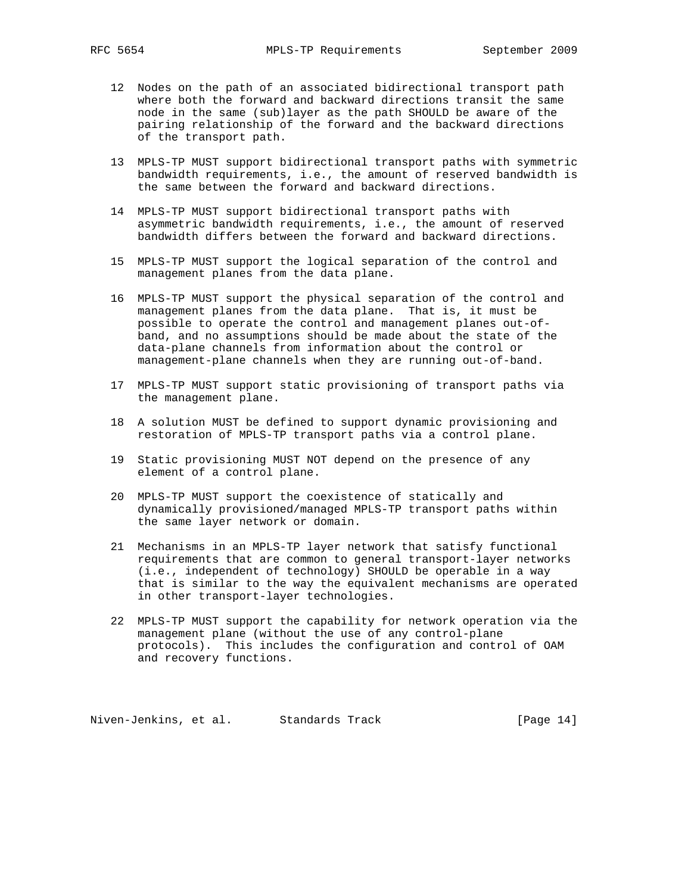12 Nodes on the path of an associated bidirectional transport path where both the forward and backward directions transit the same node in the same (sub)layer as the path SHOULD be aware of the pairing relationship of the forward and the backward directions of the transport path.

13 MPLS-TP MUST support bidirectional transport paths with symmetric bandwidth requirements, i.e., the amount of reserved bandwidth is the same between the forward and backward directions.

14 MPLS-TP MUST support bidirectional transport paths with asymmetric bandwidth requirements, i.e., the amount of reserved bandwidth differs between the forward and backward directions.

15 MPLS-TP MUST support the logical separation of the control and management planes from the data plane.

16 MPLS-TP MUST support the physical separation of the control and management planes from the data plane. That is, it must be possible to operate the control and management planes out-of-band, and no assumptions should be made about the state of the data-plane channels from information about the control or management-plane channels when they are running out-of-band.

17 MPLS-TP MUST support static provisioning of transport paths via the management plane.

18 A solution MUST be defined to support dynamic provisioning and restoration of MPLS-TP transport paths via a control plane.

19 Static provisioning MUST NOT depend on the presence of any element of a control plane.

20 MPLS-TP MUST support the coexistence of statically and dynamically provisioned/managed MPLS-TP transport paths within the same layer network or domain.

21 Mechanisms in an MPLS-TP layer network that satisfy functional requirements that are common to general transport-layer networks (i.e., independent of technology) SHOULD be operable in a way that is similar to the way the equivalent mechanisms are operated in other transport-layer technologies.

22 MPLS-TP MUST support the capability for network operation via the management plane (without the use of any control-plane protocols). This includes the configuration and control of OAM and recovery functions.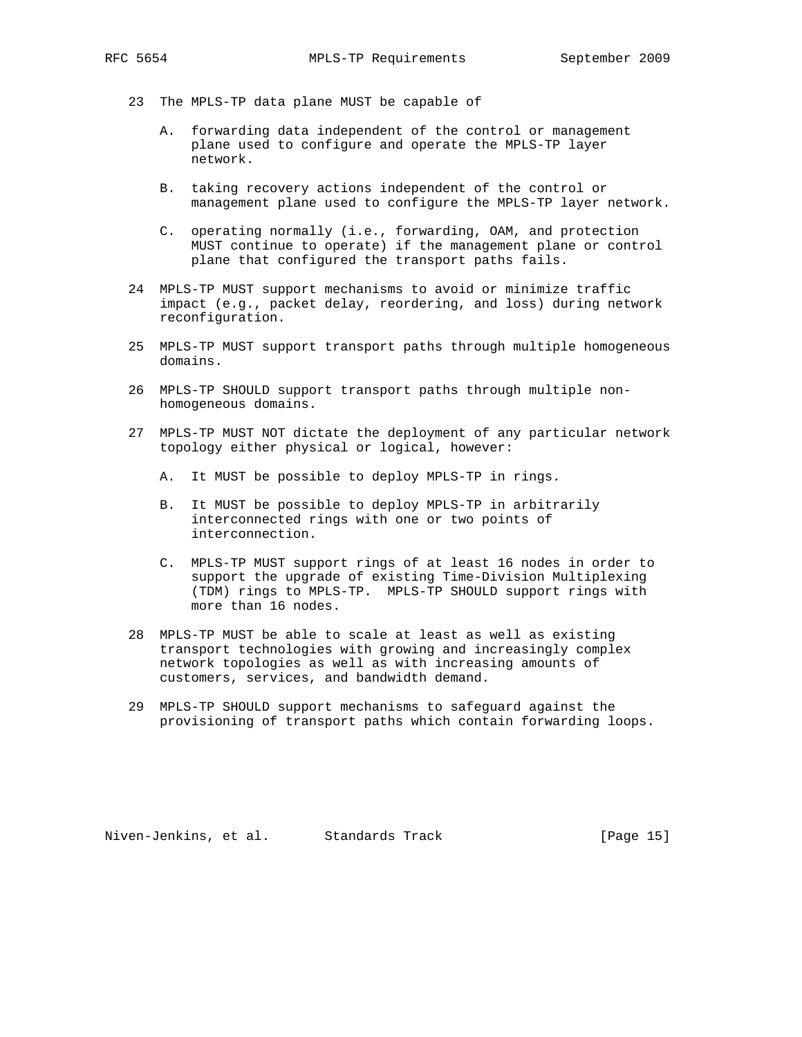23 The MPLS-TP data plane MUST be capable of

   A. forwarding data independent of the control or management plane used to configure and operate the MPLS-TP layer network.

   B. taking recovery actions independent of the control or management plane used to configure the MPLS-TP layer network.

   C. operating normally (i.e., forwarding, OAM, and protection MUST continue to operate) if the management plane or control plane that configured the transport paths fails.

24 MPLS-TP MUST support mechanisms to avoid or minimize traffic impact (e.g., packet delay, reordering, and loss) during network reconfiguration.

25 MPLS-TP MUST support transport paths through multiple homogeneous domains.

26 MPLS-TP SHOULD support transport paths through multiple non-homogeneous domains.

27 MPLS-TP MUST NOT dictate the deployment of any particular network topology either physical or logical, however:

   A. It MUST be possible to deploy MPLS-TP in rings.

   B. It MUST be possible to deploy MPLS-TP in arbitrarily interconnected rings with one or two points of interconnection.

   C. MPLS-TP MUST support rings of at least 16 nodes in order to support the upgrade of existing Time-Division Multiplexing (TDM) rings to MPLS-TP. MPLS-TP SHOULD support rings with more than 16 nodes.

28 MPLS-TP MUST be able to scale at least as well as existing transport technologies with growing and increasingly complex network topologies as well as with increasing amounts of customers, services, and bandwidth demand.

29 MPLS-TP SHOULD support mechanisms to safeguard against the provisioning of transport paths which contain forwarding loops.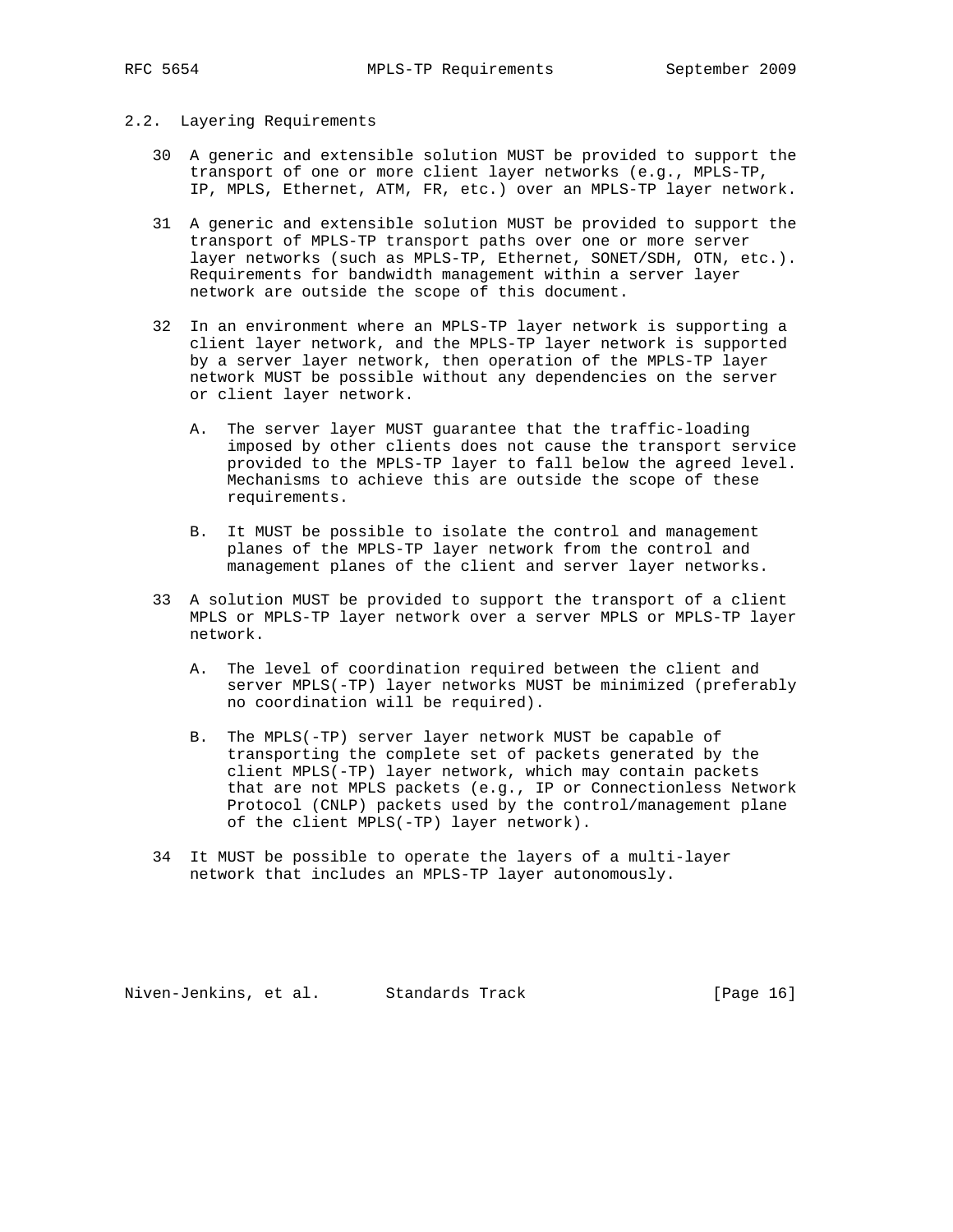### 2.2. Layering Requirements

30 A generic and extensible solution MUST be provided to support the transport of one or more client layer networks (e.g., MPLS-TP, IP, MPLS, Ethernet, ATM, FR, etc.) over an MPLS-TP layer network.

31 A generic and extensible solution MUST be provided to support the transport of MPLS-TP transport paths over one or more server layer networks (such as MPLS-TP, Ethernet, SONET/SDH, OTN, etc.). Requirements for bandwidth management within a server layer network are outside the scope of this document.

32 In an environment where an MPLS-TP layer network is supporting a client layer network, and the MPLS-TP layer network is supported by a server layer network, then operation of the MPLS-TP layer network MUST be possible without any dependencies on the server or client layer network.

   A. The server layer MUST guarantee that the traffic-loading imposed by other clients does not cause the transport service provided to the MPLS-TP layer to fall below the agreed level. Mechanisms to achieve this are outside the scope of these requirements.

   B. It MUST be possible to isolate the control and management planes of the MPLS-TP layer network from the control and management planes of the client and server layer networks.

33 A solution MUST be provided to support the transport of a client MPLS or MPLS-TP layer network over a server MPLS or MPLS-TP layer network.

   A. The level of coordination required between the client and server MPLS(-TP) layer networks MUST be minimized (preferably no coordination will be required).

   B. The MPLS(-TP) server layer network MUST be capable of transporting the complete set of packets generated by the client MPLS(-TP) layer network, which may contain packets that are not MPLS packets (e.g., IP or Connectionless Network Protocol (CNLP) packets used by the control/management plane of the client MPLS(-TP) layer network).

34 It MUST be possible to operate the layers of a multi-layer network that includes an MPLS-TP layer autonomously.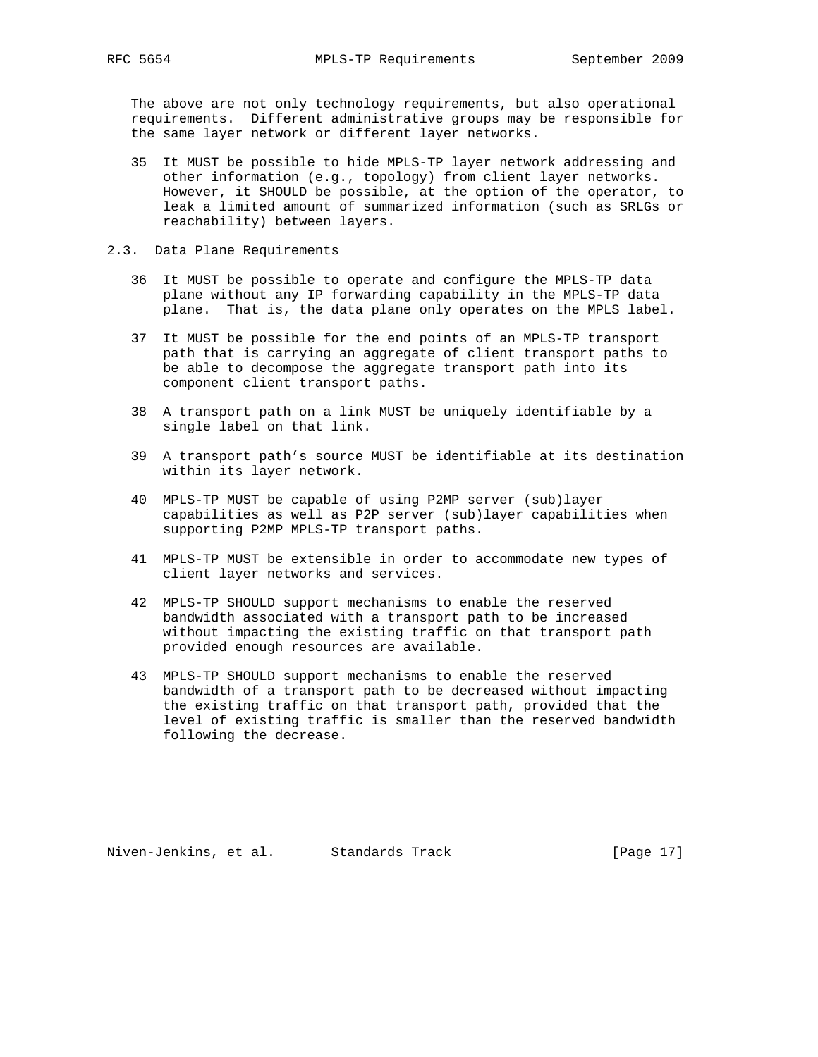The above are not only technology requirements, but also operational requirements. Different administrative groups may be responsible for the same layer network or different layer networks.

35 It MUST be possible to hide MPLS-TP layer network addressing and other information (e.g., topology) from client layer networks. However, it SHOULD be possible, at the option of the operator, to leak a limited amount of summarized information (such as SRLGs or reachability) between layers.

## 2.3. Data Plane Requirements

36 It MUST be possible to operate and configure the MPLS-TP data plane without any IP forwarding capability in the MPLS-TP data plane. That is, the data plane only operates on the MPLS label.

37 It MUST be possible for the end points of an MPLS-TP transport path that is carrying an aggregate of client transport paths to be able to decompose the aggregate transport path into its component client transport paths.

38 A transport path on a link MUST be uniquely identifiable by a single label on that link.

39 A transport path's source MUST be identifiable at its destination within its layer network.

40 MPLS-TP MUST be capable of using P2MP server (sub)layer capabilities as well as P2P server (sub)layer capabilities when supporting P2MP MPLS-TP transport paths.

41 MPLS-TP MUST be extensible in order to accommodate new types of client layer networks and services.

42 MPLS-TP SHOULD support mechanisms to enable the reserved bandwidth associated with a transport path to be increased without impacting the existing traffic on that transport path provided enough resources are available.

43 MPLS-TP SHOULD support mechanisms to enable the reserved bandwidth of a transport path to be decreased without impacting the existing traffic on that transport path, provided that the level of existing traffic is smaller than the reserved bandwidth following the decrease.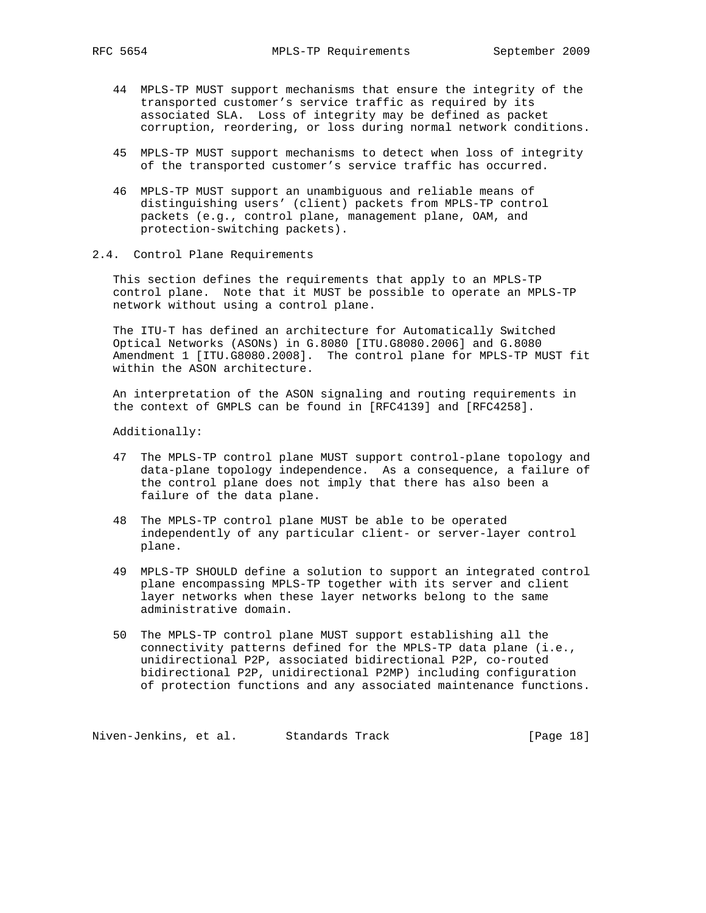44 MPLS-TP MUST support mechanisms that ensure the integrity of the transported customer's service traffic as required by its associated SLA. Loss of integrity may be defined as packet corruption, reordering, or loss during normal network conditions.

45 MPLS-TP MUST support mechanisms to detect when loss of integrity of the transported customer's service traffic has occurred.

46 MPLS-TP MUST support an unambiguous and reliable means of distinguishing users' (client) packets from MPLS-TP control packets (e.g., control plane, management plane, OAM, and protection-switching packets).

## 2.4. Control Plane Requirements

This section defines the requirements that apply to an MPLS-TP control plane. Note that it MUST be possible to operate an MPLS-TP network without using a control plane.

The ITU-T has defined an architecture for Automatically Switched Optical Networks (ASONs) in G.8080 [ITU.G8080.2006] and G.8080 Amendment 1 [ITU.G8080.2008]. The control plane for MPLS-TP MUST fit within the ASON architecture.

An interpretation of the ASON signaling and routing requirements in the context of GMPLS can be found in [RFC4139] and [RFC4258].

Additionally:

47 The MPLS-TP control plane MUST support control-plane topology and data-plane topology independence. As a consequence, a failure of the control plane does not imply that there has also been a failure of the data plane.

48 The MPLS-TP control plane MUST be able to be operated independently of any particular client- or server-layer control plane.

49 MPLS-TP SHOULD define a solution to support an integrated control plane encompassing MPLS-TP together with its server and client layer networks when these layer networks belong to the same administrative domain.

50 The MPLS-TP control plane MUST support establishing all the connectivity patterns defined for the MPLS-TP data plane (i.e., unidirectional P2P, associated bidirectional P2P, co-routed bidirectional P2P, unidirectional P2MP) including configuration of protection functions and any associated maintenance functions.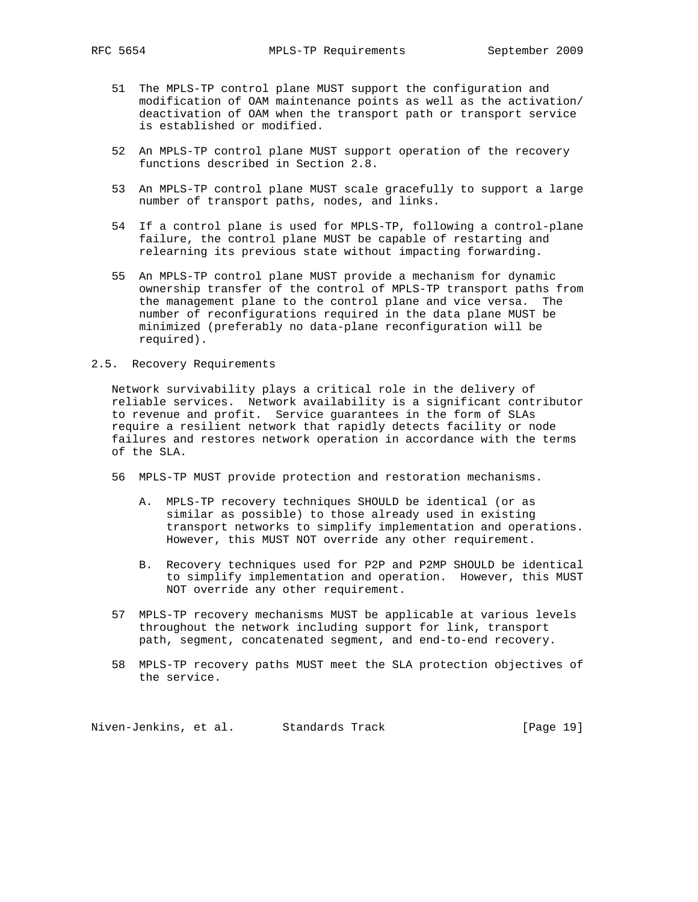51 The MPLS-TP control plane MUST support the configuration and modification of OAM maintenance points as well as the activation/deactivation of OAM when the transport path or transport service is established or modified.

52 An MPLS-TP control plane MUST support operation of the recovery functions described in Section 2.8.

53 An MPLS-TP control plane MUST scale gracefully to support a large number of transport paths, nodes, and links.

54 If a control plane is used for MPLS-TP, following a control-plane failure, the control plane MUST be capable of restarting and relearning its previous state without impacting forwarding.

55 An MPLS-TP control plane MUST provide a mechanism for dynamic ownership transfer of the control of MPLS-TP transport paths from the management plane to the control plane and vice versa. The number of reconfigurations required in the data plane MUST be minimized (preferably no data-plane reconfiguration will be required).

## 2.5. Recovery Requirements

Network survivability plays a critical role in the delivery of reliable services. Network availability is a significant contributor to revenue and profit. Service guarantees in the form of SLAs require a resilient network that rapidly detects facility or node failures and restores network operation in accordance with the terms of the SLA.

56 MPLS-TP MUST provide protection and restoration mechanisms.

   A. MPLS-TP recovery techniques SHOULD be identical (or as similar as possible) to those already used in existing transport networks to simplify implementation and operations. However, this MUST NOT override any other requirement.

   B. Recovery techniques used for P2P and P2MP SHOULD be identical to simplify implementation and operation. However, this MUST NOT override any other requirement.

57 MPLS-TP recovery mechanisms MUST be applicable at various levels throughout the network including support for link, transport path, segment, concatenated segment, and end-to-end recovery.

58 MPLS-TP recovery paths MUST meet the SLA protection objectives of the service.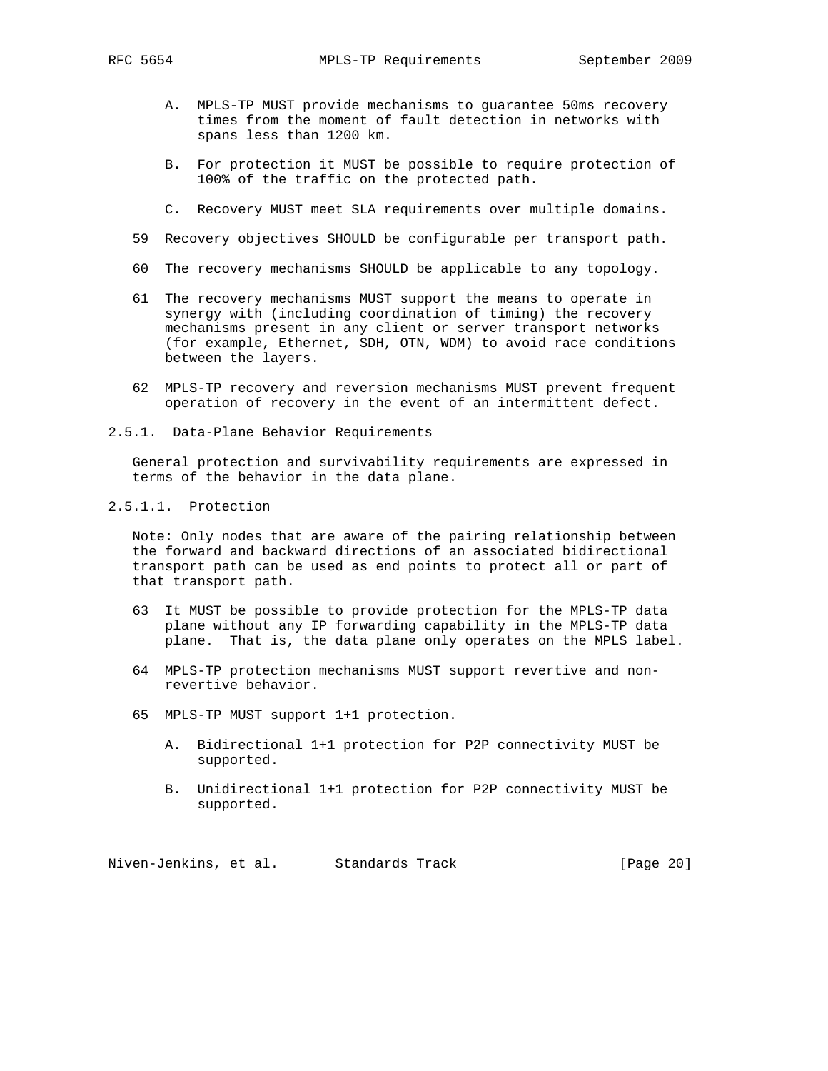A. MPLS-TP MUST provide mechanisms to guarantee 50ms recovery times from the moment of fault detection in networks with spans less than 1200 km.

   B. For protection it MUST be possible to require protection of 100% of the traffic on the protected path.

   C. Recovery MUST meet SLA requirements over multiple domains.

59 Recovery objectives SHOULD be configurable per transport path.

60 The recovery mechanisms SHOULD be applicable to any topology.

61 The recovery mechanisms MUST support the means to operate in synergy with (including coordination of timing) the recovery mechanisms present in any client or server transport networks (for example, Ethernet, SDH, OTN, WDM) to avoid race conditions between the layers.

62 MPLS-TP recovery and reversion mechanisms MUST prevent frequent operation of recovery in the event of an intermittent defect.

### 2.5.1. Data-Plane Behavior Requirements

General protection and survivability requirements are expressed in terms of the behavior in the data plane.

#### 2.5.1.1. Protection

Note: Only nodes that are aware of the pairing relationship between the forward and backward directions of an associated bidirectional transport path can be used as end points to protect all or part of that transport path.

63 It MUST be possible to provide protection for the MPLS-TP data plane without any IP forwarding capability in the MPLS-TP data plane. That is, the data plane only operates on the MPLS label.

64 MPLS-TP protection mechanisms MUST support revertive and non-revertive behavior.

65 MPLS-TP MUST support 1+1 protection.

   A. Bidirectional 1+1 protection for P2P connectivity MUST be supported.

   B. Unidirectional 1+1 protection for P2P connectivity MUST be supported.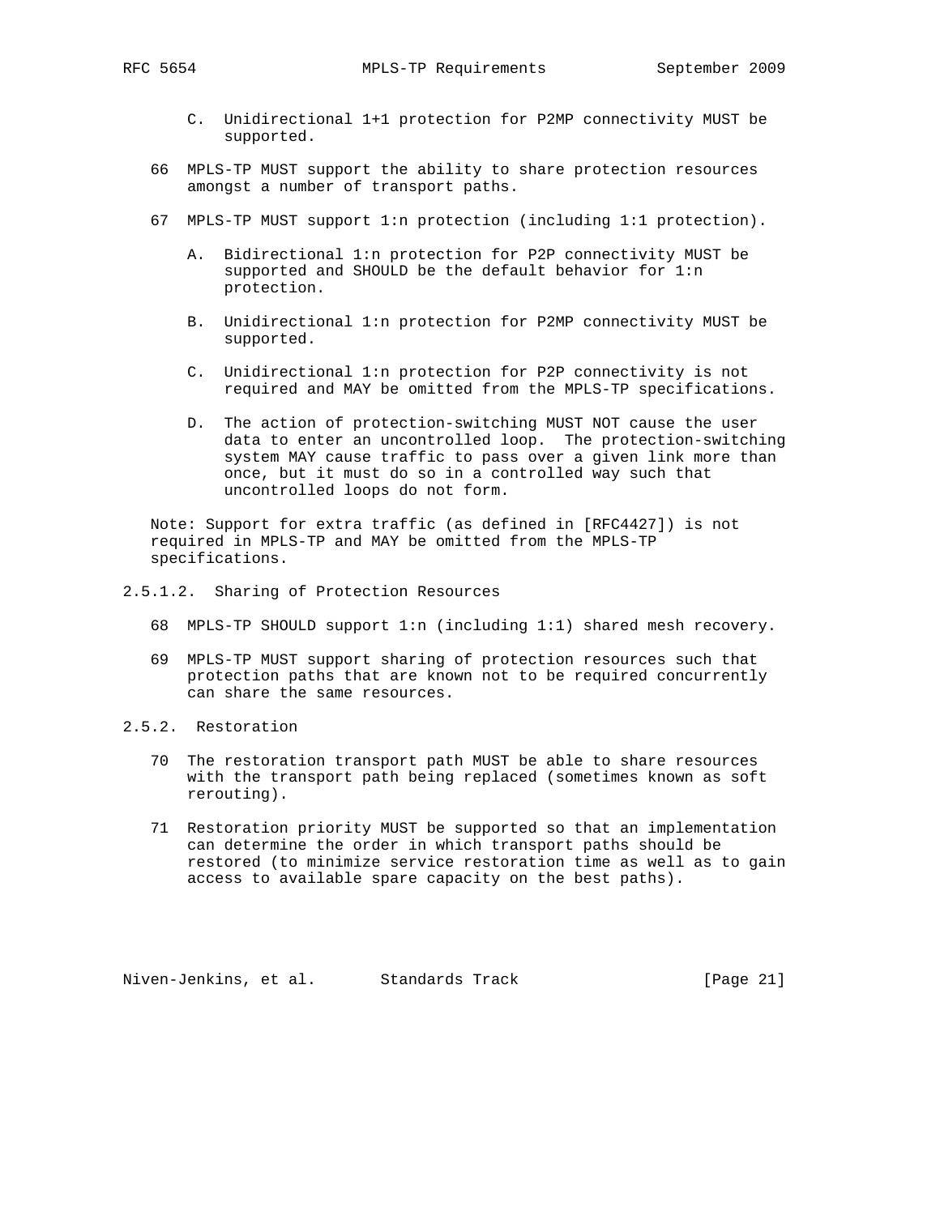C. Unidirectional 1+1 protection for P2MP connectivity MUST be supported.

66 MPLS-TP MUST support the ability to share protection resources amongst a number of transport paths.

67 MPLS-TP MUST support 1:n protection (including 1:1 protection).

A. Bidirectional 1:n protection for P2P connectivity MUST be supported and SHOULD be the default behavior for 1:n protection.

B. Unidirectional 1:n protection for P2MP connectivity MUST be supported.

C. Unidirectional 1:n protection for P2P connectivity is not required and MAY be omitted from the MPLS-TP specifications.

D. The action of protection-switching MUST NOT cause the user data to enter an uncontrolled loop. The protection-switching system MAY cause traffic to pass over a given link more than once, but it must do so in a controlled way such that uncontrolled loops do not form.

Note: Support for extra traffic (as defined in [RFC4427]) is not required in MPLS-TP and MAY be omitted from the MPLS-TP specifications.

#### 2.5.1.2. Sharing of Protection Resources

68 MPLS-TP SHOULD support 1:n (including 1:1) shared mesh recovery.

69 MPLS-TP MUST support sharing of protection resources such that protection paths that are known not to be required concurrently can share the same resources.

### 2.5.2. Restoration

70 The restoration transport path MUST be able to share resources with the transport path being replaced (sometimes known as soft rerouting).

71 Restoration priority MUST be supported so that an implementation can determine the order in which transport paths should be restored (to minimize service restoration time as well as to gain access to available spare capacity on the best paths).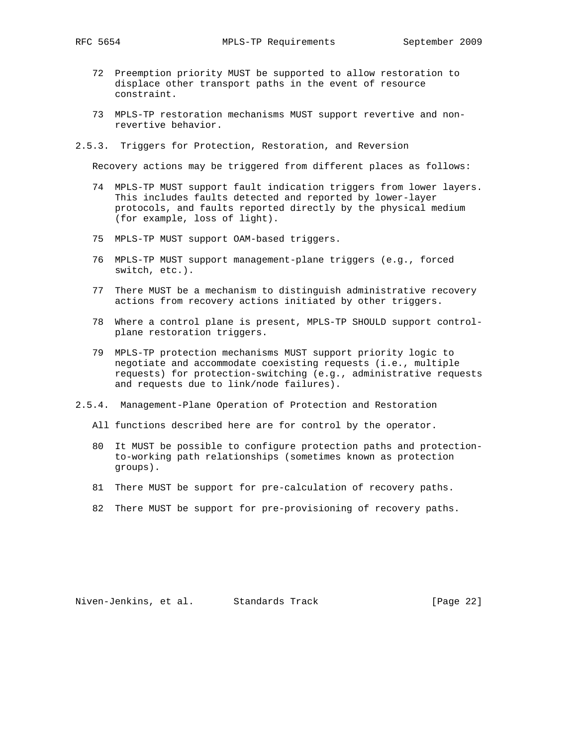72 Preemption priority MUST be supported to allow restoration to displace other transport paths in the event of resource constraint.

73 MPLS-TP restoration mechanisms MUST support revertive and non-revertive behavior.

#### 2.5.3. Triggers for Protection, Restoration, and Reversion

Recovery actions may be triggered from different places as follows:

74 MPLS-TP MUST support fault indication triggers from lower layers. This includes faults detected and reported by lower-layer protocols, and faults reported directly by the physical medium (for example, loss of light).

75 MPLS-TP MUST support OAM-based triggers.

76 MPLS-TP MUST support management-plane triggers (e.g., forced switch, etc.).

77 There MUST be a mechanism to distinguish administrative recovery actions from recovery actions initiated by other triggers.

78 Where a control plane is present, MPLS-TP SHOULD support control-plane restoration triggers.

79 MPLS-TP protection mechanisms MUST support priority logic to negotiate and accommodate coexisting requests (i.e., multiple requests) for protection-switching (e.g., administrative requests and requests due to link/node failures).

#### 2.5.4. Management-Plane Operation of Protection and Restoration

All functions described here are for control by the operator.

80 It MUST be possible to configure protection paths and protection-to-working path relationships (sometimes known as protection groups).

81 There MUST be support for pre-calculation of recovery paths.

82 There MUST be support for pre-provisioning of recovery paths.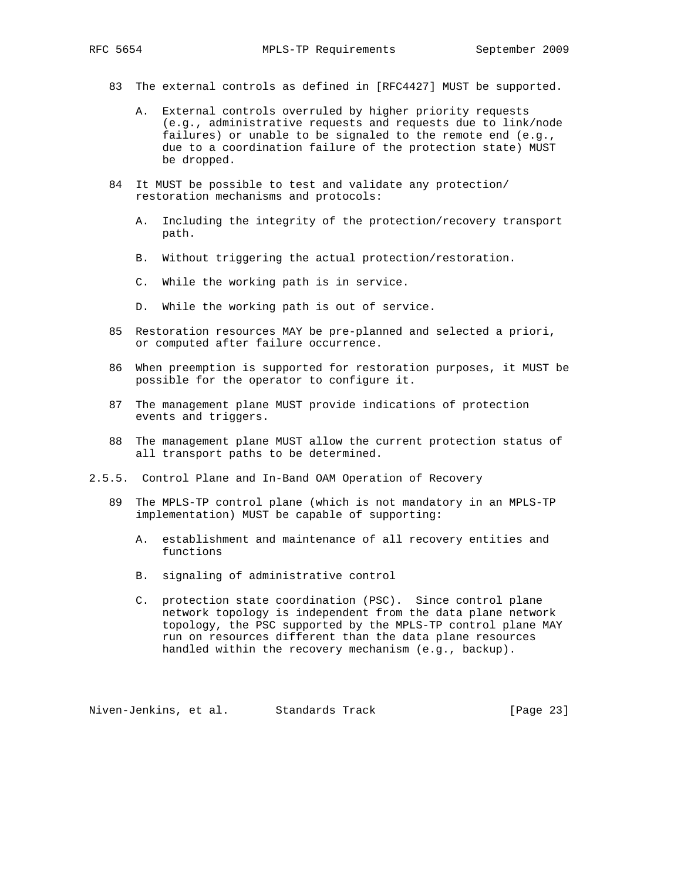83 The external controls as defined in [RFC4427] MUST be supported.

   A. External controls overruled by higher priority requests (e.g., administrative requests and requests due to link/node failures) or unable to be signaled to the remote end (e.g., due to a coordination failure of the protection state) MUST be dropped.

84 It MUST be possible to test and validate any protection/restoration mechanisms and protocols:

   A. Including the integrity of the protection/recovery transport path.

   B. Without triggering the actual protection/restoration.

   C. While the working path is in service.

   D. While the working path is out of service.

85 Restoration resources MAY be pre-planned and selected a priori, or computed after failure occurrence.

86 When preemption is supported for restoration purposes, it MUST be possible for the operator to configure it.

87 The management plane MUST provide indications of protection events and triggers.

88 The management plane MUST allow the current protection status of all transport paths to be determined.

### 2.5.5. Control Plane and In-Band OAM Operation of Recovery

89 The MPLS-TP control plane (which is not mandatory in an MPLS-TP implementation) MUST be capable of supporting:

   A. establishment and maintenance of all recovery entities and functions

   B. signaling of administrative control

   C. protection state coordination (PSC). Since control plane network topology is independent from the data plane network topology, the PSC supported by the MPLS-TP control plane MAY run on resources different than the data plane resources handled within the recovery mechanism (e.g., backup).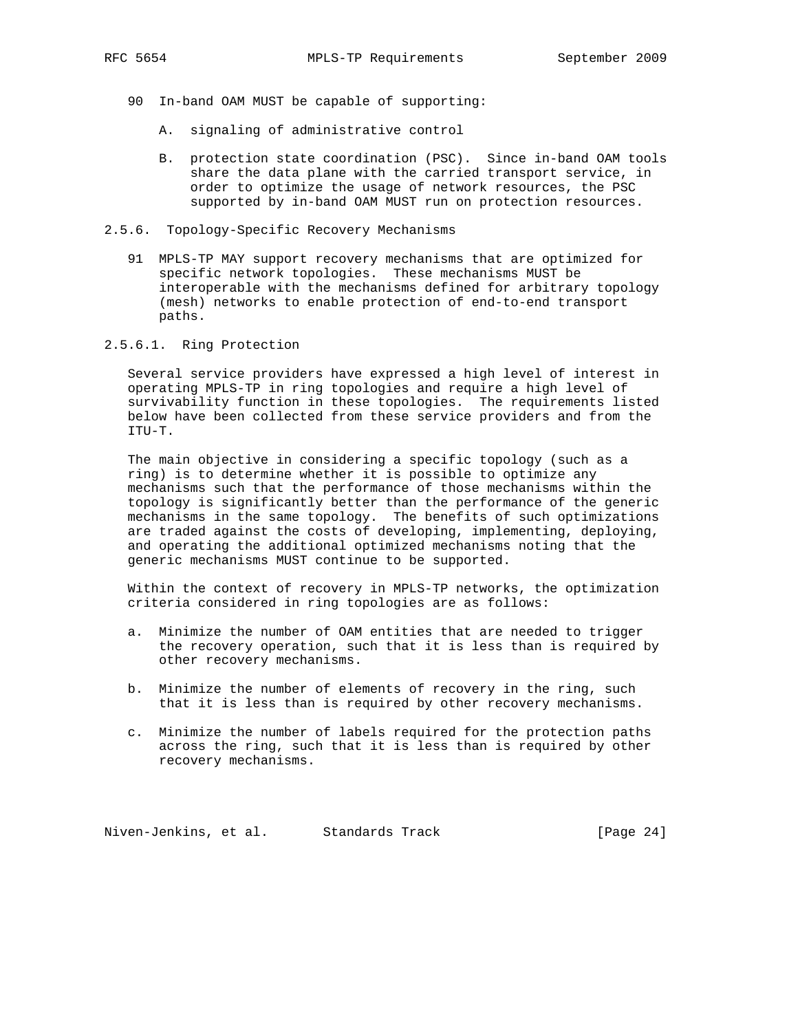90 In-band OAM MUST be capable of supporting:

   A. signaling of administrative control

   B. protection state coordination (PSC). Since in-band OAM tools share the data plane with the carried transport service, in order to optimize the usage of network resources, the PSC supported by in-band OAM MUST run on protection resources.

### 2.5.6. Topology-Specific Recovery Mechanisms

91 MPLS-TP MAY support recovery mechanisms that are optimized for specific network topologies. These mechanisms MUST be interoperable with the mechanisms defined for arbitrary topology (mesh) networks to enable protection of end-to-end transport paths.

#### 2.5.6.1. Ring Protection

Several service providers have expressed a high level of interest in operating MPLS-TP in ring topologies and require a high level of survivability function in these topologies. The requirements listed below have been collected from these service providers and from the ITU-T.

The main objective in considering a specific topology (such as a ring) is to determine whether it is possible to optimize any mechanisms such that the performance of those mechanisms within the topology is significantly better than the performance of the generic mechanisms in the same topology. The benefits of such optimizations are traded against the costs of developing, implementing, deploying, and operating the additional optimized mechanisms noting that the generic mechanisms MUST continue to be supported.

Within the context of recovery in MPLS-TP networks, the optimization criteria considered in ring topologies are as follows:

a. Minimize the number of OAM entities that are needed to trigger the recovery operation, such that it is less than is required by other recovery mechanisms.

b. Minimize the number of elements of recovery in the ring, such that it is less than is required by other recovery mechanisms.

c. Minimize the number of labels required for the protection paths across the ring, such that it is less than is required by other recovery mechanisms.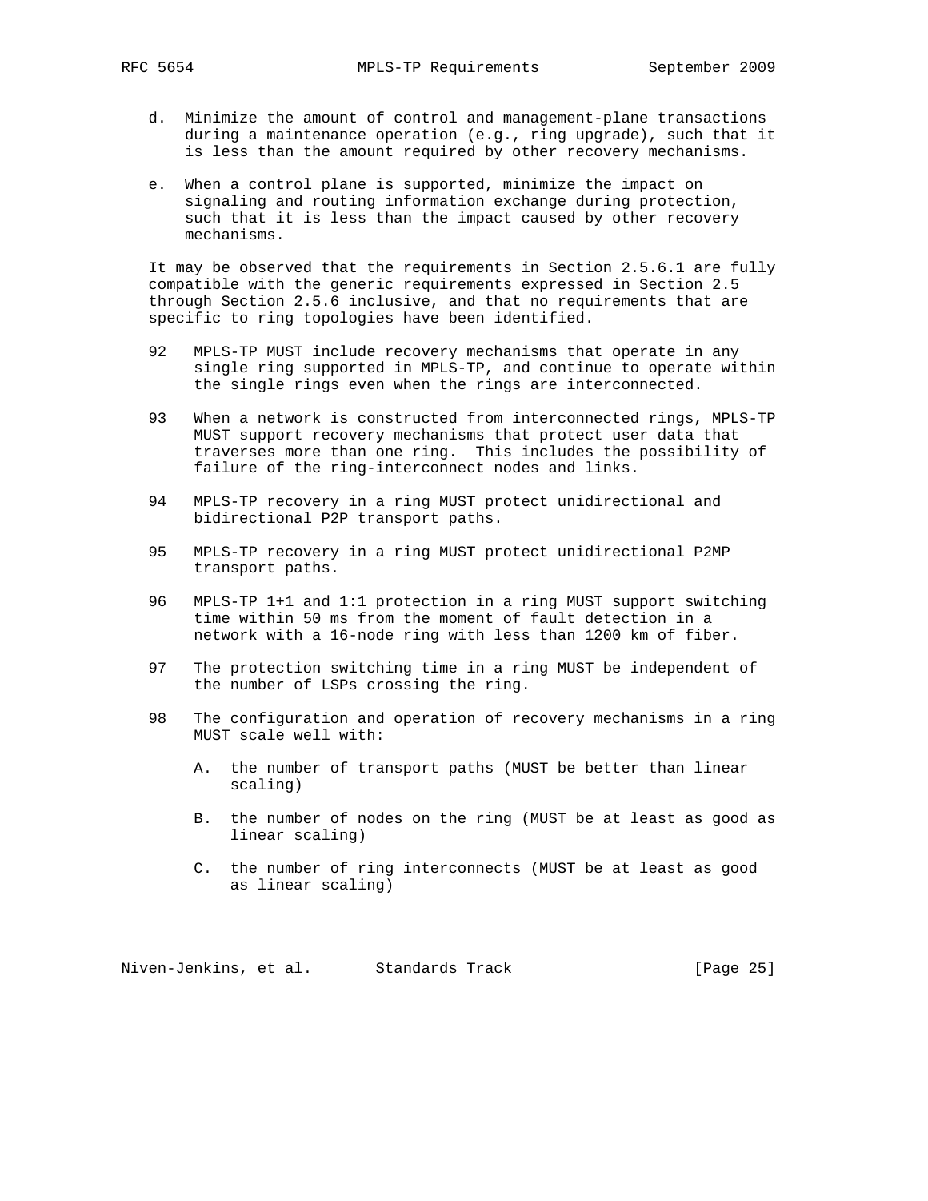d. Minimize the amount of control and management-plane transactions during a maintenance operation (e.g., ring upgrade), such that it is less than the amount required by other recovery mechanisms.

e. When a control plane is supported, minimize the impact on signaling and routing information exchange during protection, such that it is less than the impact caused by other recovery mechanisms.

It may be observed that the requirements in Section 2.5.6.1 are fully compatible with the generic requirements expressed in Section 2.5 through Section 2.5.6 inclusive, and that no requirements that are specific to ring topologies have been identified.

92 MPLS-TP MUST include recovery mechanisms that operate in any single ring supported in MPLS-TP, and continue to operate within the single rings even when the rings are interconnected.

93 When a network is constructed from interconnected rings, MPLS-TP MUST support recovery mechanisms that protect user data that traverses more than one ring. This includes the possibility of failure of the ring-interconnect nodes and links.

94 MPLS-TP recovery in a ring MUST protect unidirectional and bidirectional P2P transport paths.

95 MPLS-TP recovery in a ring MUST protect unidirectional P2MP transport paths.

96 MPLS-TP 1+1 and 1:1 protection in a ring MUST support switching time within 50 ms from the moment of fault detection in a network with a 16-node ring with less than 1200 km of fiber.

97 The protection switching time in a ring MUST be independent of the number of LSPs crossing the ring.

98 The configuration and operation of recovery mechanisms in a ring MUST scale well with:

   A. the number of transport paths (MUST be better than linear scaling)

   B. the number of nodes on the ring (MUST be at least as good as linear scaling)

   C. the number of ring interconnects (MUST be at least as good as linear scaling)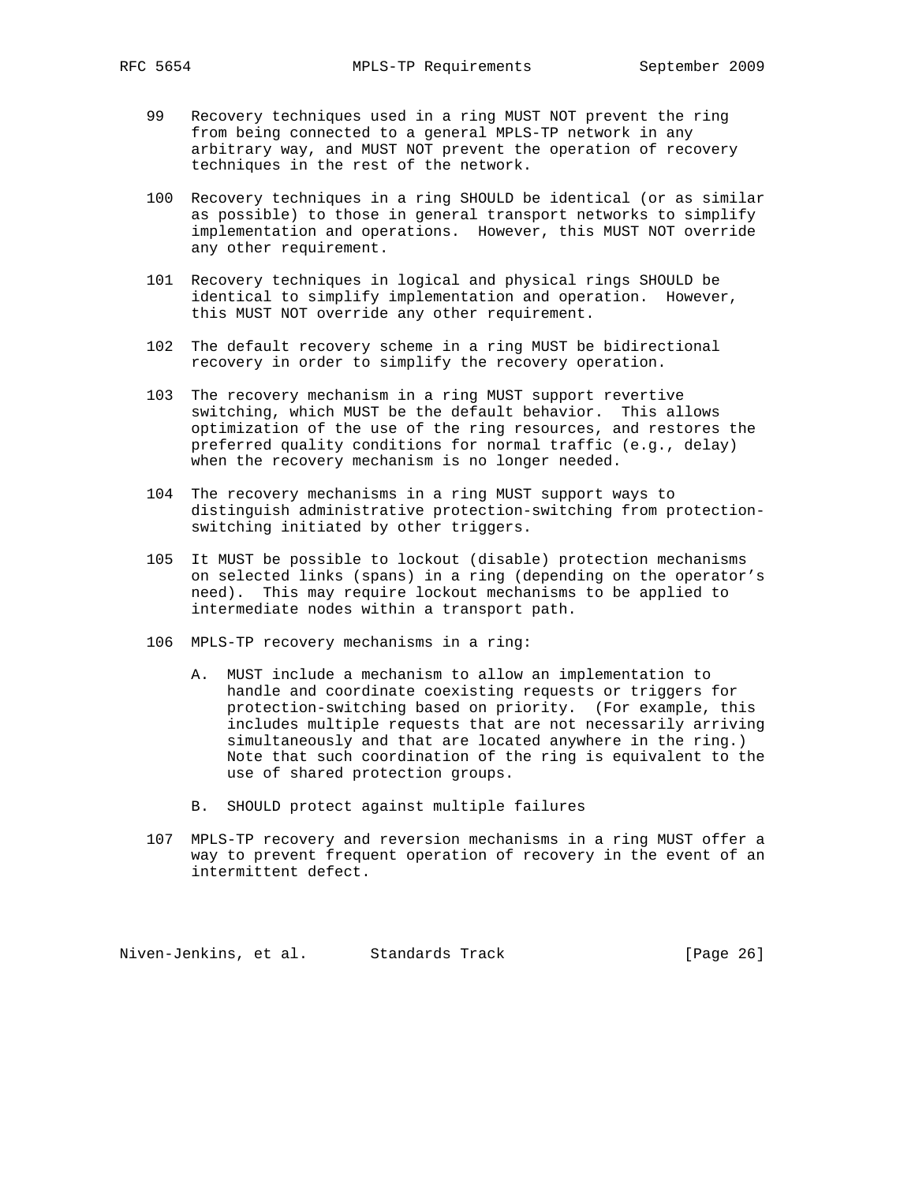99 Recovery techniques used in a ring MUST NOT prevent the ring from being connected to a general MPLS-TP network in any arbitrary way, and MUST NOT prevent the operation of recovery techniques in the rest of the network.

100 Recovery techniques in a ring SHOULD be identical (or as similar as possible) to those in general transport networks to simplify implementation and operations. However, this MUST NOT override any other requirement.

101 Recovery techniques in logical and physical rings SHOULD be identical to simplify implementation and operation. However, this MUST NOT override any other requirement.

102 The default recovery scheme in a ring MUST be bidirectional recovery in order to simplify the recovery operation.

103 The recovery mechanism in a ring MUST support revertive switching, which MUST be the default behavior. This allows optimization of the use of the ring resources, and restores the preferred quality conditions for normal traffic (e.g., delay) when the recovery mechanism is no longer needed.

104 The recovery mechanisms in a ring MUST support ways to distinguish administrative protection-switching from protection-switching initiated by other triggers.

105 It MUST be possible to lockout (disable) protection mechanisms on selected links (spans) in a ring (depending on the operator's need). This may require lockout mechanisms to be applied to intermediate nodes within a transport path.

106 MPLS-TP recovery mechanisms in a ring:

   A. MUST include a mechanism to allow an implementation to handle and coordinate coexisting requests or triggers for protection-switching based on priority. (For example, this includes multiple requests that are not necessarily arriving simultaneously and that are located anywhere in the ring.) Note that such coordination of the ring is equivalent to the use of shared protection groups.

   B. SHOULD protect against multiple failures

107 MPLS-TP recovery and reversion mechanisms in a ring MUST offer a way to prevent frequent operation of recovery in the event of an intermittent defect.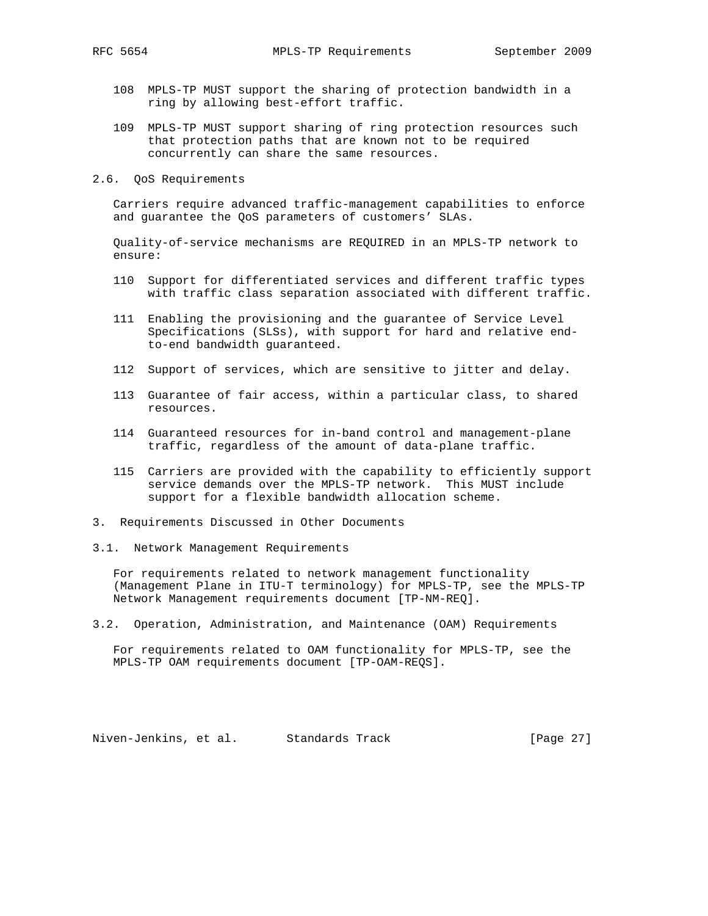108 MPLS-TP MUST support the sharing of protection bandwidth in a ring by allowing best-effort traffic.

109 MPLS-TP MUST support sharing of ring protection resources such that protection paths that are known not to be required concurrently can share the same resources.

## 2.6. QoS Requirements

Carriers require advanced traffic-management capabilities to enforce and guarantee the QoS parameters of customers' SLAs.

Quality-of-service mechanisms are REQUIRED in an MPLS-TP network to ensure:

110 Support for differentiated services and different traffic types with traffic class separation associated with different traffic.

111 Enabling the provisioning and the guarantee of Service Level Specifications (SLSs), with support for hard and relative end-to-end bandwidth guaranteed.

112 Support of services, which are sensitive to jitter and delay.

113 Guarantee of fair access, within a particular class, to shared resources.

114 Guaranteed resources for in-band control and management-plane traffic, regardless of the amount of data-plane traffic.

115 Carriers are provided with the capability to efficiently support service demands over the MPLS-TP network. This MUST include support for a flexible bandwidth allocation scheme.

# 3. Requirements Discussed in Other Documents

## 3.1. Network Management Requirements

For requirements related to network management functionality (Management Plane in ITU-T terminology) for MPLS-TP, see the MPLS-TP Network Management requirements document [TP-NM-REQ].

## 3.2. Operation, Administration, and Maintenance (OAM) Requirements

For requirements related to OAM functionality for MPLS-TP, see the MPLS-TP OAM requirements document [TP-OAM-REQS].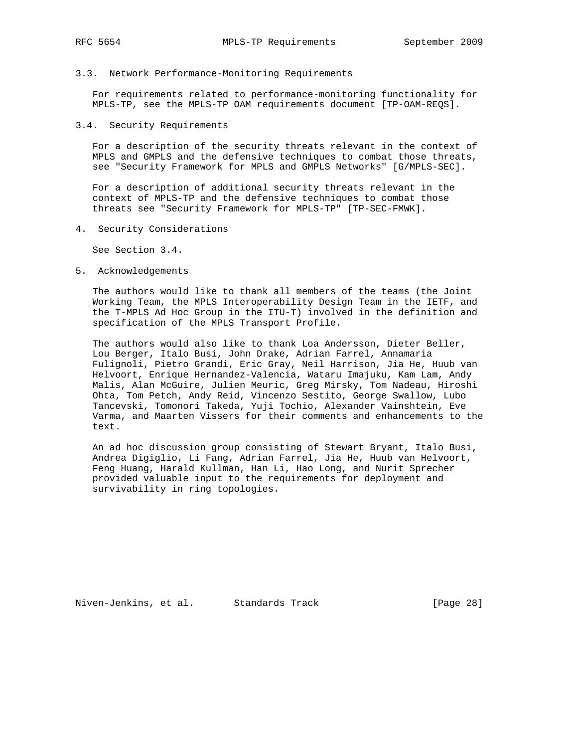### 3.3. Network Performance-Monitoring Requirements

For requirements related to performance-monitoring functionality for MPLS-TP, see the MPLS-TP OAM requirements document [TP-OAM-REQS].

### 3.4. Security Requirements

For a description of the security threats relevant in the context of MPLS and GMPLS and the defensive techniques to combat those threats, see "Security Framework for MPLS and GMPLS Networks" [G/MPLS-SEC].

For a description of additional security threats relevant in the context of MPLS-TP and the defensive techniques to combat those threats see "Security Framework for MPLS-TP" [TP-SEC-FMWK].

## 4. Security Considerations

See Section 3.4.

## 5. Acknowledgements

The authors would like to thank all members of the teams (the Joint Working Team, the MPLS Interoperability Design Team in the IETF, and the T-MPLS Ad Hoc Group in the ITU-T) involved in the definition and specification of the MPLS Transport Profile.

The authors would also like to thank Loa Andersson, Dieter Beller, Lou Berger, Italo Busi, John Drake, Adrian Farrel, Annamaria Fulignoli, Pietro Grandi, Eric Gray, Neil Harrison, Jia He, Huub van Helvoort, Enrique Hernandez-Valencia, Wataru Imajuku, Kam Lam, Andy Malis, Alan McGuire, Julien Meuric, Greg Mirsky, Tom Nadeau, Hiroshi Ohta, Tom Petch, Andy Reid, Vincenzo Sestito, George Swallow, Lubo Tancevski, Tomonori Takeda, Yuji Tochio, Alexander Vainshtein, Eve Varma, and Maarten Vissers for their comments and enhancements to the text.

An ad hoc discussion group consisting of Stewart Bryant, Italo Busi, Andrea Digiglio, Li Fang, Adrian Farrel, Jia He, Huub van Helvoort, Feng Huang, Harald Kullman, Han Li, Hao Long, and Nurit Sprecher provided valuable input to the requirements for deployment and survivability in ring topologies.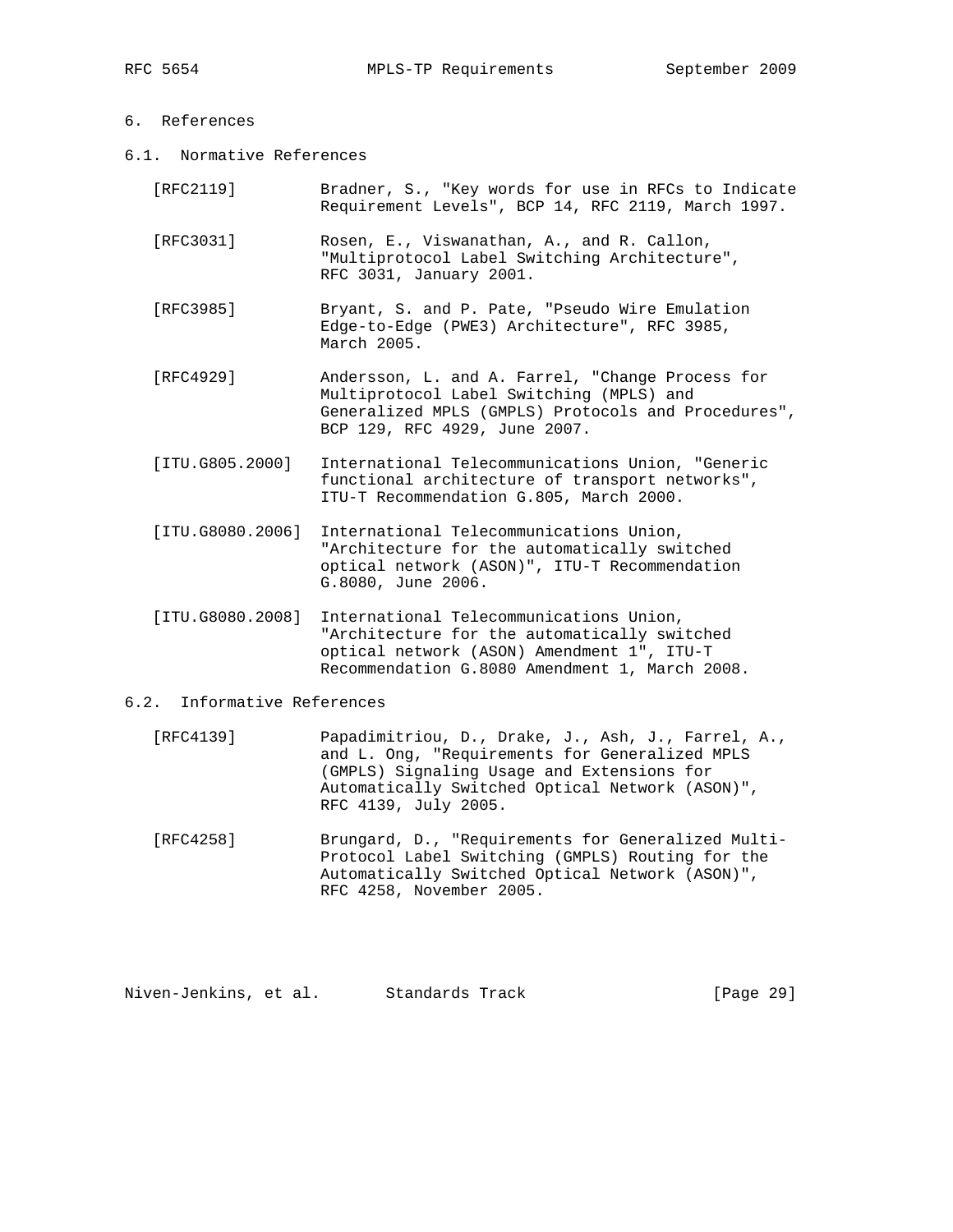# 6. References

## 6.1. Normative References

[RFC2119] Bradner, S., "Key words for use in RFCs to Indicate Requirement Levels", BCP 14, RFC 2119, March 1997.

[RFC3031] Rosen, E., Viswanathan, A., and R. Callon, "Multiprotocol Label Switching Architecture", RFC 3031, January 2001.

[RFC3985] Bryant, S. and P. Pate, "Pseudo Wire Emulation Edge-to-Edge (PWE3) Architecture", RFC 3985, March 2005.

[RFC4929] Andersson, L. and A. Farrel, "Change Process for Multiprotocol Label Switching (MPLS) and Generalized MPLS (GMPLS) Protocols and Procedures", BCP 129, RFC 4929, June 2007.

[ITU.G805.2000] International Telecommunications Union, "Generic functional architecture of transport networks", ITU-T Recommendation G.805, March 2000.

[ITU.G8080.2006] International Telecommunications Union, "Architecture for the automatically switched optical network (ASON)", ITU-T Recommendation G.8080, June 2006.

[ITU.G8080.2008] International Telecommunications Union, "Architecture for the automatically switched optical network (ASON) Amendment 1", ITU-T Recommendation G.8080 Amendment 1, March 2008.

## 6.2. Informative References

[RFC4139] Papadimitriou, D., Drake, J., Ash, J., Farrel, A., and L. Ong, "Requirements for Generalized MPLS (GMPLS) Signaling Usage and Extensions for Automatically Switched Optical Network (ASON)", RFC 4139, July 2005.

[RFC4258] Brungard, D., "Requirements for Generalized Multi-Protocol Label Switching (GMPLS) Routing for the Automatically Switched Optical Network (ASON)", RFC 4258, November 2005.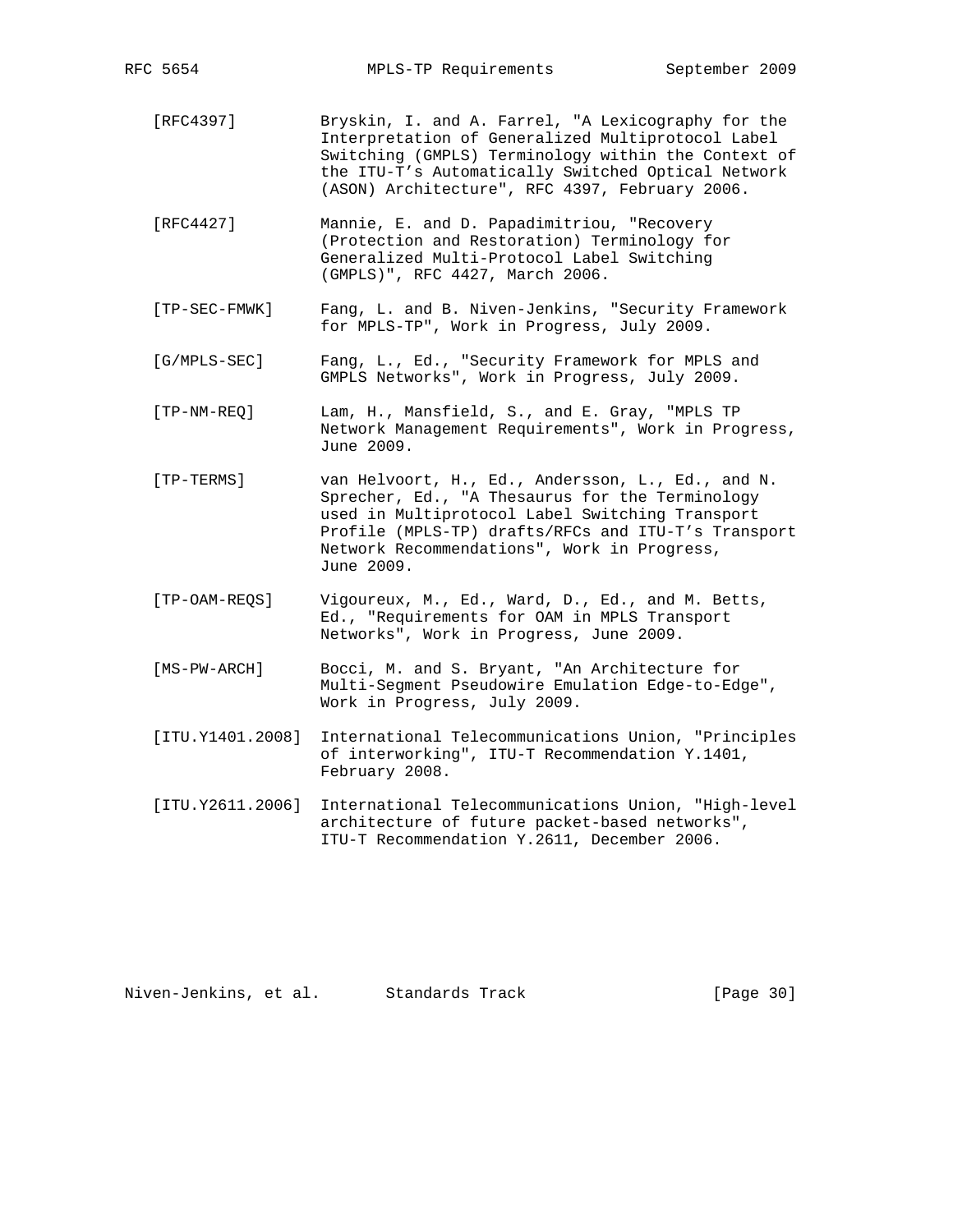[RFC4397] Bryskin, I. and A. Farrel, "A Lexicography for the Interpretation of Generalized Multiprotocol Label Switching (GMPLS) Terminology within the Context of the ITU-T's Automatically Switched Optical Network (ASON) Architecture", RFC 4397, February 2006.

[RFC4427] Mannie, E. and D. Papadimitriou, "Recovery (Protection and Restoration) Terminology for Generalized Multi-Protocol Label Switching (GMPLS)", RFC 4427, March 2006.

[TP-SEC-FMWK] Fang, L. and B. Niven-Jenkins, "Security Framework for MPLS-TP", Work in Progress, July 2009.

[G/MPLS-SEC] Fang, L., Ed., "Security Framework for MPLS and GMPLS Networks", Work in Progress, July 2009.

[TP-NM-REQ] Lam, H., Mansfield, S., and E. Gray, "MPLS TP Network Management Requirements", Work in Progress, June 2009.

[TP-TERMS] van Helvoort, H., Ed., Andersson, L., Ed., and N. Sprecher, Ed., "A Thesaurus for the Terminology used in Multiprotocol Label Switching Transport Profile (MPLS-TP) drafts/RFCs and ITU-T's Transport Network Recommendations", Work in Progress, June 2009.

[TP-OAM-REQS] Vigoureux, M., Ed., Ward, D., Ed., and M. Betts, Ed., "Requirements for OAM in MPLS Transport Networks", Work in Progress, June 2009.

[MS-PW-ARCH] Bocci, M. and S. Bryant, "An Architecture for Multi-Segment Pseudowire Emulation Edge-to-Edge", Work in Progress, July 2009.

[ITU.Y1401.2008] International Telecommunications Union, "Principles of interworking", ITU-T Recommendation Y.1401, February 2008.

[ITU.Y2611.2006] International Telecommunications Union, "High-level architecture of future packet-based networks", ITU-T Recommendation Y.2611, December 2006.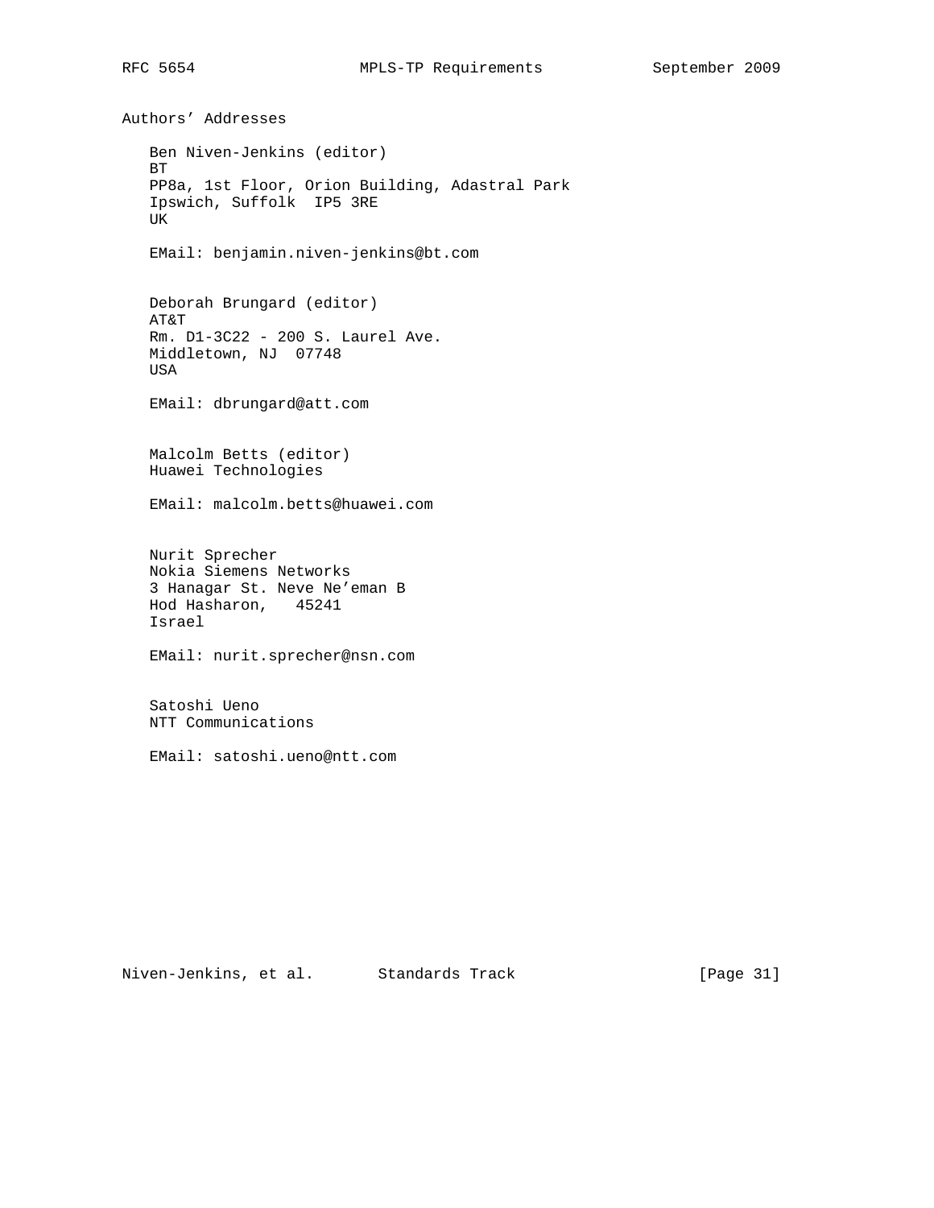## Authors' Addresses

Ben Niven-Jenkins (editor)
BT
PP8a, 1st Floor, Orion Building, Adastral Park
Ipswich, Suffolk IP5 3RE
UK

EMail: benjamin.niven-jenkins@bt.com

Deborah Brungard (editor)
AT&T
Rm. D1-3C22 - 200 S. Laurel Ave.
Middletown, NJ 07748
USA

EMail: dbrungard@att.com

Malcolm Betts (editor)
Huawei Technologies

EMail: malcolm.betts@huawei.com

Nurit Sprecher
Nokia Siemens Networks
3 Hanagar St. Neve Ne'eman B
Hod Hasharon, 45241
Israel

EMail: nurit.sprecher@nsn.com

Satoshi Ueno
NTT Communications

EMail: satoshi.ueno@ntt.com